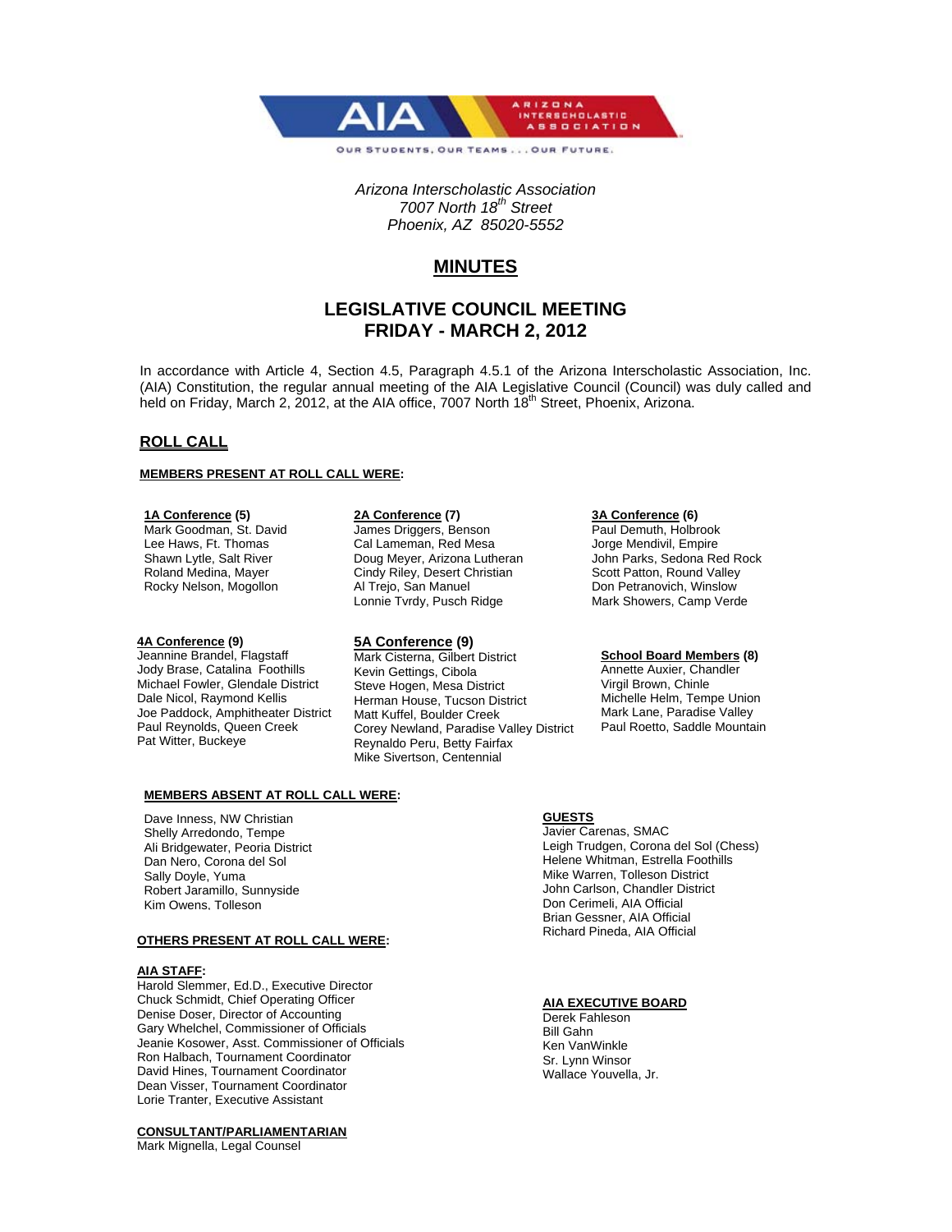*Arizona Interscholastic Association*
*7007 North 18th Street*
*Phoenix, AZ 85020-5552*

# MINUTES

## LEGISLATIVE COUNCIL MEETING
## FRIDAY - MARCH 2, 2012

In accordance with Article 4, Section 4.5, Paragraph 4.5.1 of the Arizona Interscholastic Association, Inc. (AIA) Constitution, the regular annual meeting of the AIA Legislative Council (Council) was duly called and held on Friday, March 2, 2012, at the AIA office, 7007 North 18th Street, Phoenix, Arizona.

### ROLL CALL

**MEMBERS PRESENT AT ROLL CALL WERE:**

**1A Conference (5)**
Mark Goodman, St. David
Lee Haws, Ft. Thomas
Shawn Lytle, Salt River
Roland Medina, Mayer
Rocky Nelson, Mogollon

**2A Conference (7)**
James Driggers, Benson
Cal Lameman, Red Mesa
Doug Meyer, Arizona Lutheran
Cindy Riley, Desert Christian
Al Trejo, San Manuel
Lonnie Tvrdy, Pusch Ridge

**3A Conference (6)**
Paul Demuth, Holbrook
Jorge Mendivil, Empire
John Parks, Sedona Red Rock
Scott Patton, Round Valley
Don Petranovich, Winslow
Mark Showers, Camp Verde

**4A Conference (9)**
Jeannine Brandel, Flagstaff
Jody Brase, Catalina Foothills
Michael Fowler, Glendale District
Dale Nicol, Raymond Kellis
Joe Paddock, Amphitheater District
Paul Reynolds, Queen Creek
Pat Witter, Buckeye

**5A Conference (9)**
Mark Cisterna, Gilbert District
Kevin Gettings, Cibola
Steve Hogen, Mesa District
Herman House, Tucson District
Matt Kuffel, Boulder Creek
Corey Newland, Paradise Valley District
Reynaldo Peru, Betty Fairfax
Mike Sivertson, Centennial

**School Board Members (8)**
Annette Auxier, Chandler
Virgil Brown, Chinle
Michelle Helm, Tempe Union
Mark Lane, Paradise Valley
Paul Roetto, Saddle Mountain

**MEMBERS ABSENT AT ROLL CALL WERE:**

Dave Inness, NW Christian
Shelly Arredondo, Tempe
Ali Bridgewater, Peoria District
Dan Nero, Corona del Sol
Sally Doyle, Yuma
Robert Jaramillo, Sunnyside
Kim Owens, Tolleson

**GUESTS**
Javier Carenas, SMAC
Leigh Trudgen, Corona del Sol (Chess)
Helene Whitman, Estrella Foothills
Mike Warren, Tolleson District
John Carlson, Chandler District
Don Cerimeli, AIA Official
Brian Gessner, AIA Official
Richard Pineda, AIA Official

**OTHERS PRESENT AT ROLL CALL WERE:**

**AIA STAFF:**
Harold Slemmer, Ed.D., Executive Director
Chuck Schmidt, Chief Operating Officer
Denise Doser, Director of Accounting
Gary Whelchel, Commissioner of Officials
Jeanie Kosower, Asst. Commissioner of Officials
Ron Halbach, Tournament Coordinator
David Hines, Tournament Coordinator
Dean Visser, Tournament Coordinator
Lorie Tranter, Executive Assistant

**AIA EXECUTIVE BOARD**
Derek Fahleson
Bill Gahn
Ken VanWinkle
Sr. Lynn Winsor
Wallace Youvella, Jr.

**CONSULTANT/PARLIAMENTARIAN**
Mark Mignella, Legal Counsel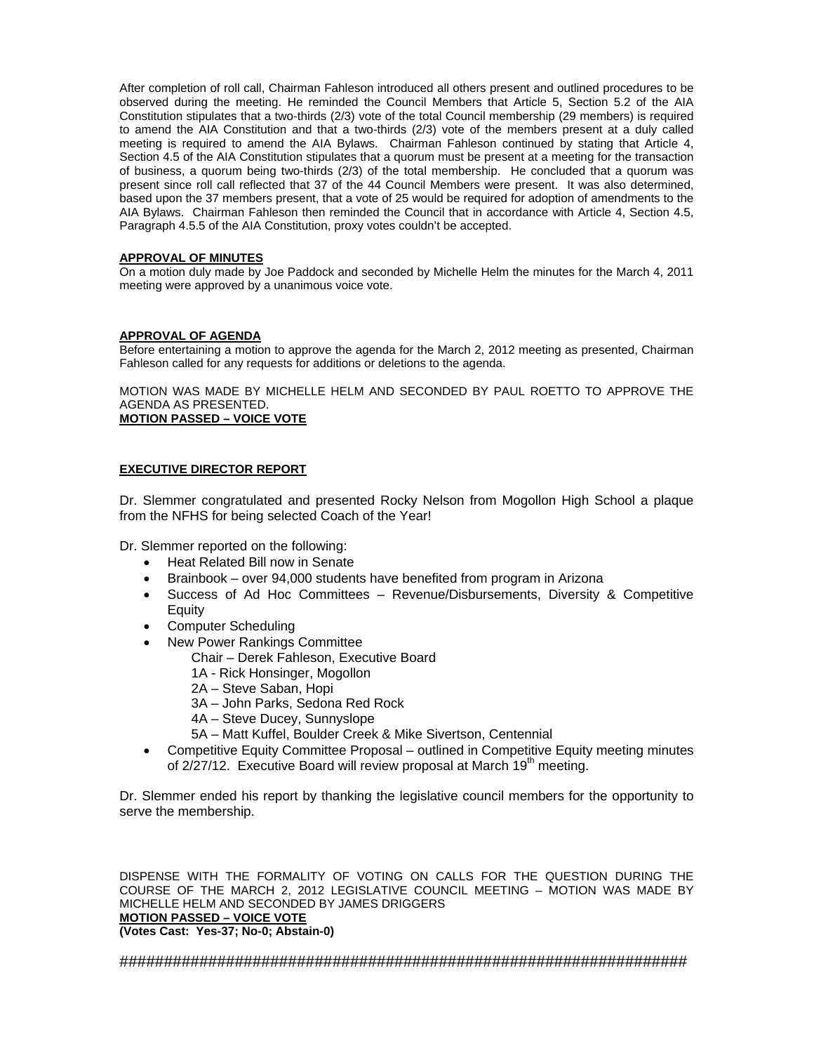After completion of roll call, Chairman Fahleson introduced all others present and outlined procedures to be observed during the meeting. He reminded the Council Members that Article 5, Section 5.2 of the AIA Constitution stipulates that a two-thirds (2/3) vote of the total Council membership (29 members) is required to amend the AIA Constitution and that a two-thirds (2/3) vote of the members present at a duly called meeting is required to amend the AIA Bylaws. Chairman Fahleson continued by stating that Article 4, Section 4.5 of the AIA Constitution stipulates that a quorum must be present at a meeting for the transaction of business, a quorum being two-thirds (2/3) of the total membership. He concluded that a quorum was present since roll call reflected that 37 of the 44 Council Members were present. It was also determined, based upon the 37 members present, that a vote of 25 would be required for adoption of amendments to the AIA Bylaws. Chairman Fahleson then reminded the Council that in accordance with Article 4, Section 4.5, Paragraph 4.5.5 of the AIA Constitution, proxy votes couldn't be accepted.

**APPROVAL OF MINUTES**

On a motion duly made by Joe Paddock and seconded by Michelle Helm the minutes for the March 4, 2011 meeting were approved by a unanimous voice vote.

**APPROVAL OF AGENDA**

Before entertaining a motion to approve the agenda for the March 2, 2012 meeting as presented, Chairman Fahleson called for any requests for additions or deletions to the agenda.

MOTION WAS MADE BY MICHELLE HELM AND SECONDED BY PAUL ROETTO TO APPROVE THE AGENDA AS PRESENTED.
**MOTION PASSED – VOICE VOTE**

**EXECUTIVE DIRECTOR REPORT**

Dr. Slemmer congratulated and presented Rocky Nelson from Mogollon High School a plaque from the NFHS for being selected Coach of the Year!

Dr. Slemmer reported on the following:

- Heat Related Bill now in Senate
- Brainbook – over 94,000 students have benefited from program in Arizona
- Success of Ad Hoc Committees – Revenue/Disbursements, Diversity & Competitive Equity
- Computer Scheduling
- New Power Rankings Committee
  - Chair – Derek Fahleson, Executive Board
  - 1A - Rick Honsinger, Mogollon
  - 2A – Steve Saban, Hopi
  - 3A – John Parks, Sedona Red Rock
  - 4A – Steve Ducey, Sunnyslope
  - 5A – Matt Kuffel, Boulder Creek & Mike Sivertson, Centennial
- Competitive Equity Committee Proposal – outlined in Competitive Equity meeting minutes of 2/27/12. Executive Board will review proposal at March 19th meeting.

Dr. Slemmer ended his report by thanking the legislative council members for the opportunity to serve the membership.

DISPENSE WITH THE FORMALITY OF VOTING ON CALLS FOR THE QUESTION DURING THE COURSE OF THE MARCH 2, 2012 LEGISLATIVE COUNCIL MEETING – MOTION WAS MADE BY MICHELLE HELM AND SECONDED BY JAMES DRIGGERS
**MOTION PASSED – VOICE VOTE**
**(Votes Cast: Yes-37; No-0; Abstain-0)**

################################################################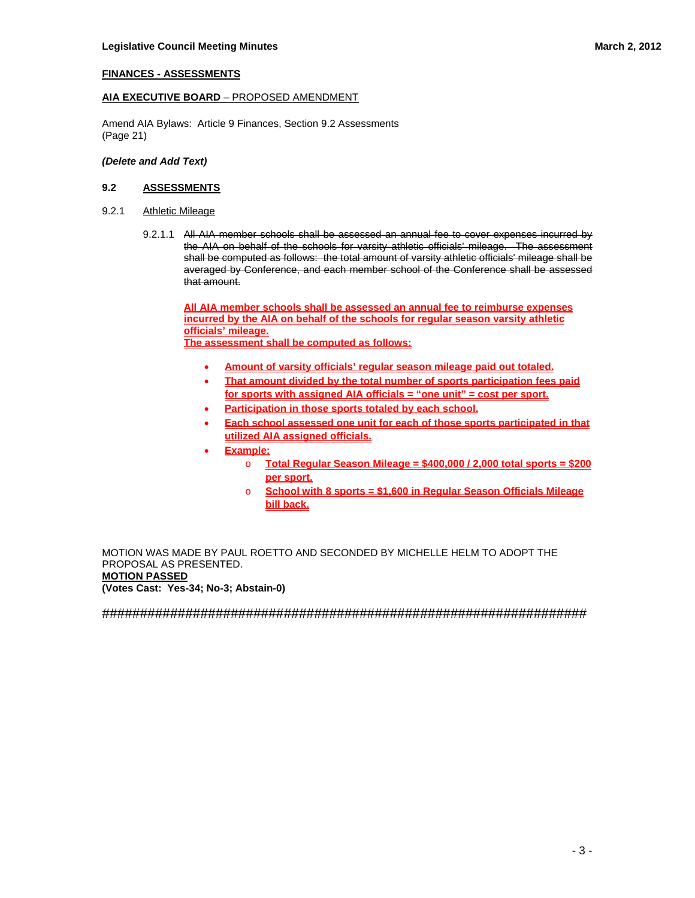**FINANCES - ASSESSMENTS**

**AIA EXECUTIVE BOARD** – PROPOSED AMENDMENT

Amend AIA Bylaws: Article 9 Finances, Section 9.2 Assessments
(Page 21)

***(Delete and Add Text)***

**9.2 ASSESSMENTS**

9.2.1 Athletic Mileage

9.2.1.1 ~~All AIA member schools shall be assessed an annual fee to cover expenses incurred by the AIA on behalf of the schools for varsity athletic officials' mileage. The assessment shall be computed as follows: the total amount of varsity athletic officials' mileage shall be averaged by Conference, and each member school of the Conference shall be assessed that amount.~~

**All AIA member schools shall be assessed an annual fee to reimburse expenses incurred by the AIA on behalf of the schools for regular season varsity athletic officials' mileage.**
**The assessment shall be computed as follows:**

- **Amount of varsity officials' regular season mileage paid out totaled.**
- **That amount divided by the total number of sports participation fees paid for sports with assigned AIA officials = "one unit" = cost per sport.**
- **Participation in those sports totaled by each school.**
- **Each school assessed one unit for each of those sports participated in that utilized AIA assigned officials.**
- **Example:**
  - **Total Regular Season Mileage = $400,000 / 2,000 total sports = $200 per sport.**
  - **School with 8 sports = $1,600 in Regular Season Officials Mileage bill back.**

MOTION WAS MADE BY PAUL ROETTO AND SECONDED BY MICHELLE HELM TO ADOPT THE PROPOSAL AS PRESENTED.
**MOTION PASSED**
**(Votes Cast: Yes-34; No-3; Abstain-0)**

######################################################################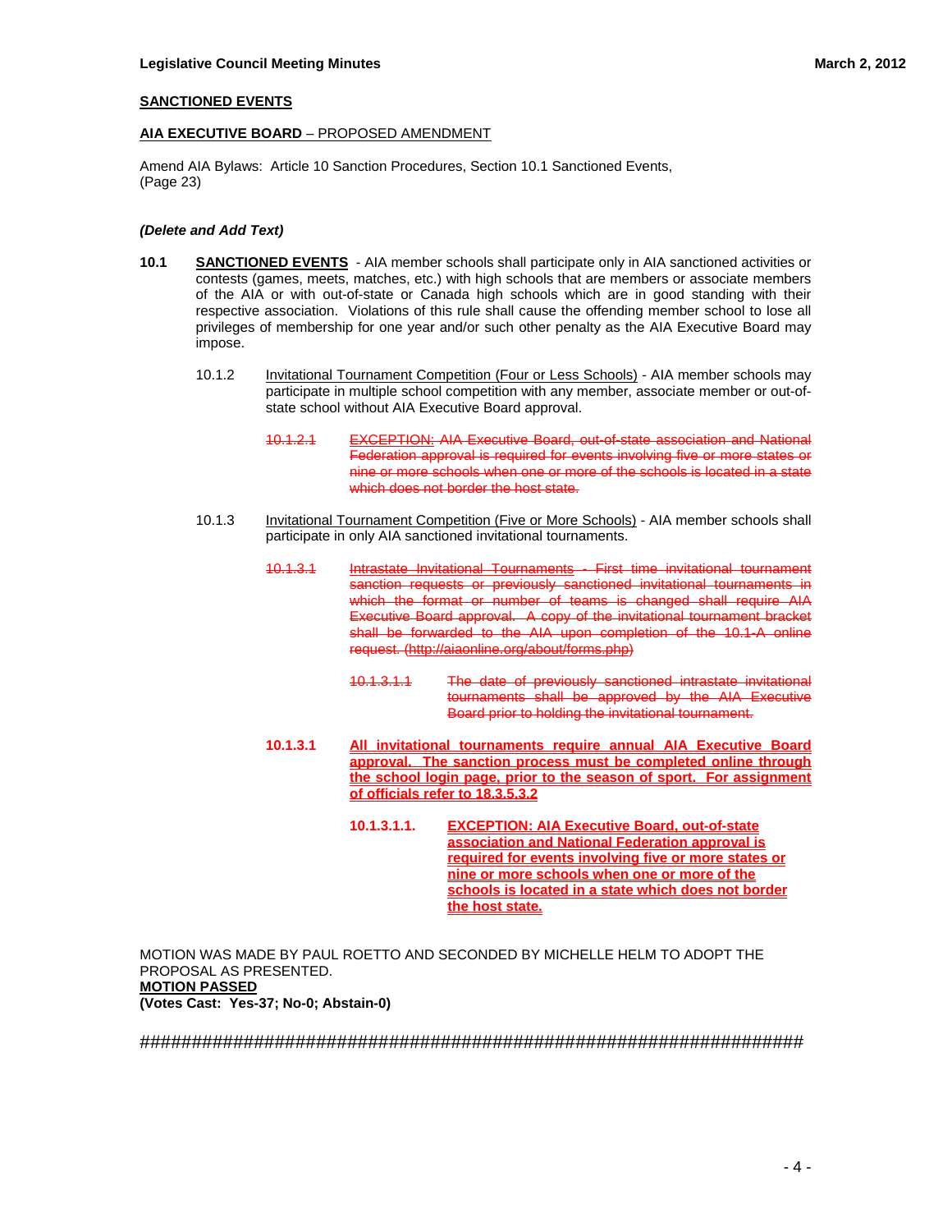**SANCTIONED EVENTS**

**AIA EXECUTIVE BOARD** – PROPOSED AMENDMENT

Amend AIA Bylaws: Article 10 Sanction Procedures, Section 10.1 Sanctioned Events, (Page 23)

***(Delete and Add Text)***

**10.1** **SANCTIONED EVENTS** - AIA member schools shall participate only in AIA sanctioned activities or contests (games, meets, matches, etc.) with high schools that are members or associate members of the AIA or with out-of-state or Canada high schools which are in good standing with their respective association. Violations of this rule shall cause the offending member school to lose all privileges of membership for one year and/or such other penalty as the AIA Executive Board may impose.

10.1.2 Invitational Tournament Competition (Four or Less Schools) - AIA member schools may participate in multiple school competition with any member, associate member or out-of-state school without AIA Executive Board approval.

~~10.1.2.1 EXCEPTION: AIA Executive Board, out-of-state association and National Federation approval is required for events involving five or more states or nine or more schools when one or more of the schools is located in a state which does not border the host state.~~

10.1.3 Invitational Tournament Competition (Five or More Schools) - AIA member schools shall participate in only AIA sanctioned invitational tournaments.

~~10.1.3.1 Intrastate Invitational Tournaments - First time invitational tournament sanction requests or previously sanctioned invitational tournaments in which the format or number of teams is changed shall require AIA Executive Board approval. A copy of the invitational tournament bracket shall be forwarded to the AIA upon completion of the 10.1-A online request. (http://aiaonline.org/about/forms.php)~~

~~10.1.3.1.1 The date of previously sanctioned intrastate invitational tournaments shall be approved by the AIA Executive Board prior to holding the invitational tournament.~~

**10.1.3.1** **All invitational tournaments require annual AIA Executive Board approval. The sanction process must be completed online through the school login page, prior to the season of sport. For assignment of officials refer to 18.3.5.3.2**

**10.1.3.1.1.** **EXCEPTION: AIA Executive Board, out-of-state association and National Federation approval is required for events involving five or more states or nine or more schools when one or more of the schools is located in a state which does not border the host state.**

MOTION WAS MADE BY PAUL ROETTO AND SECONDED BY MICHELLE HELM TO ADOPT THE PROPOSAL AS PRESENTED.
**MOTION PASSED**
**(Votes Cast: Yes-37; No-0; Abstain-0)**

######################################################################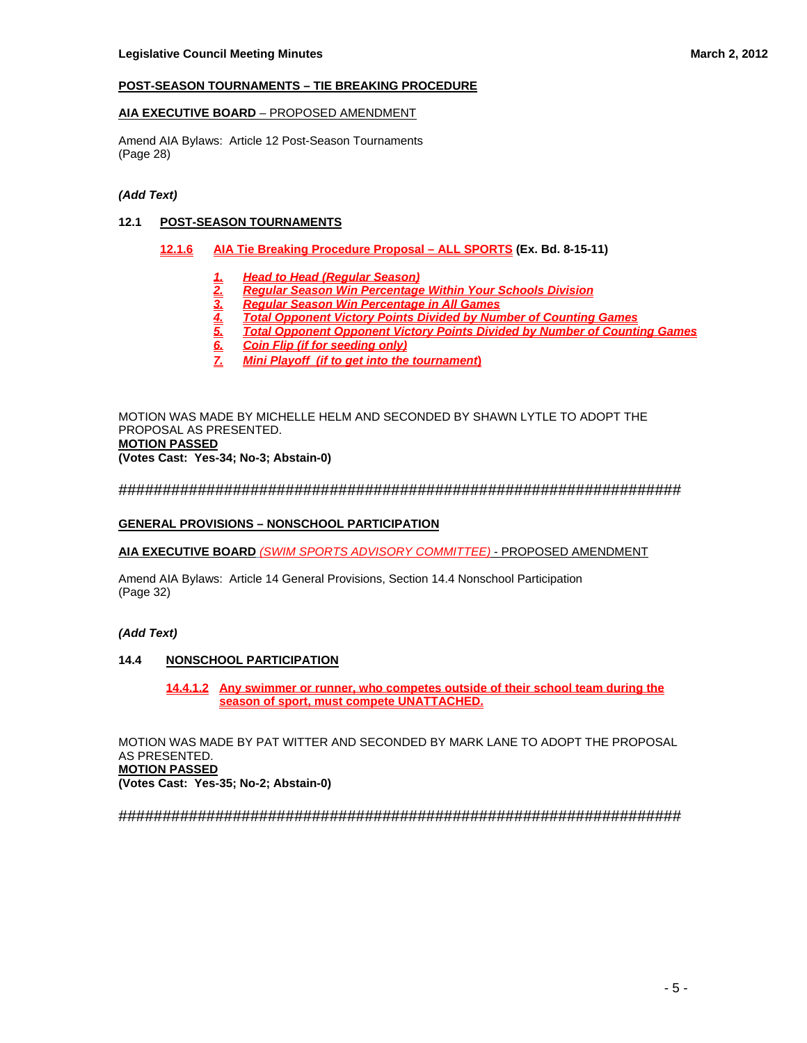**POST-SEASON TOURNAMENTS – TIE BREAKING PROCEDURE**

**AIA EXECUTIVE BOARD** – PROPOSED AMENDMENT

Amend AIA Bylaws: Article 12 Post-Season Tournaments
(Page 28)

***(Add Text)***

**12.1 POST-SEASON TOURNAMENTS**

12.1.6 AIA Tie Breaking Procedure Proposal – ALL SPORTS **(Ex. Bd. 8-15-11)**

1. ***Head to Head (Regular Season)***
2. ***Regular Season Win Percentage Within Your Schools Division***
3. ***Regular Season Win Percentage in All Games***
4. ***Total Opponent Victory Points Divided by Number of Counting Games***
5. ***Total Opponent Opponent Victory Points Divided by Number of Counting Games***
6. ***Coin Flip (if for seeding only)***
7. ***Mini Playoff (if to get into the tournament)***

MOTION WAS MADE BY MICHELLE HELM AND SECONDED BY SHAWN LYTLE TO ADOPT THE PROPOSAL AS PRESENTED.
**MOTION PASSED**
**(Votes Cast: Yes-34; No-3; Abstain-0)**

######################################################################

**GENERAL PROVISIONS – NONSCHOOL PARTICIPATION**

**AIA EXECUTIVE BOARD** *(SWIM SPORTS ADVISORY COMMITTEE)* - PROPOSED AMENDMENT

Amend AIA Bylaws: Article 14 General Provisions, Section 14.4 Nonschool Participation
(Page 32)

***(Add Text)***

**14.4 NONSCHOOL PARTICIPATION**

**14.4.1.2 Any swimmer or runner, who competes outside of their school team during the season of sport, must compete UNATTACHED.**

MOTION WAS MADE BY PAT WITTER AND SECONDED BY MARK LANE TO ADOPT THE PROPOSAL AS PRESENTED.
**MOTION PASSED**
**(Votes Cast: Yes-35; No-2; Abstain-0)**

######################################################################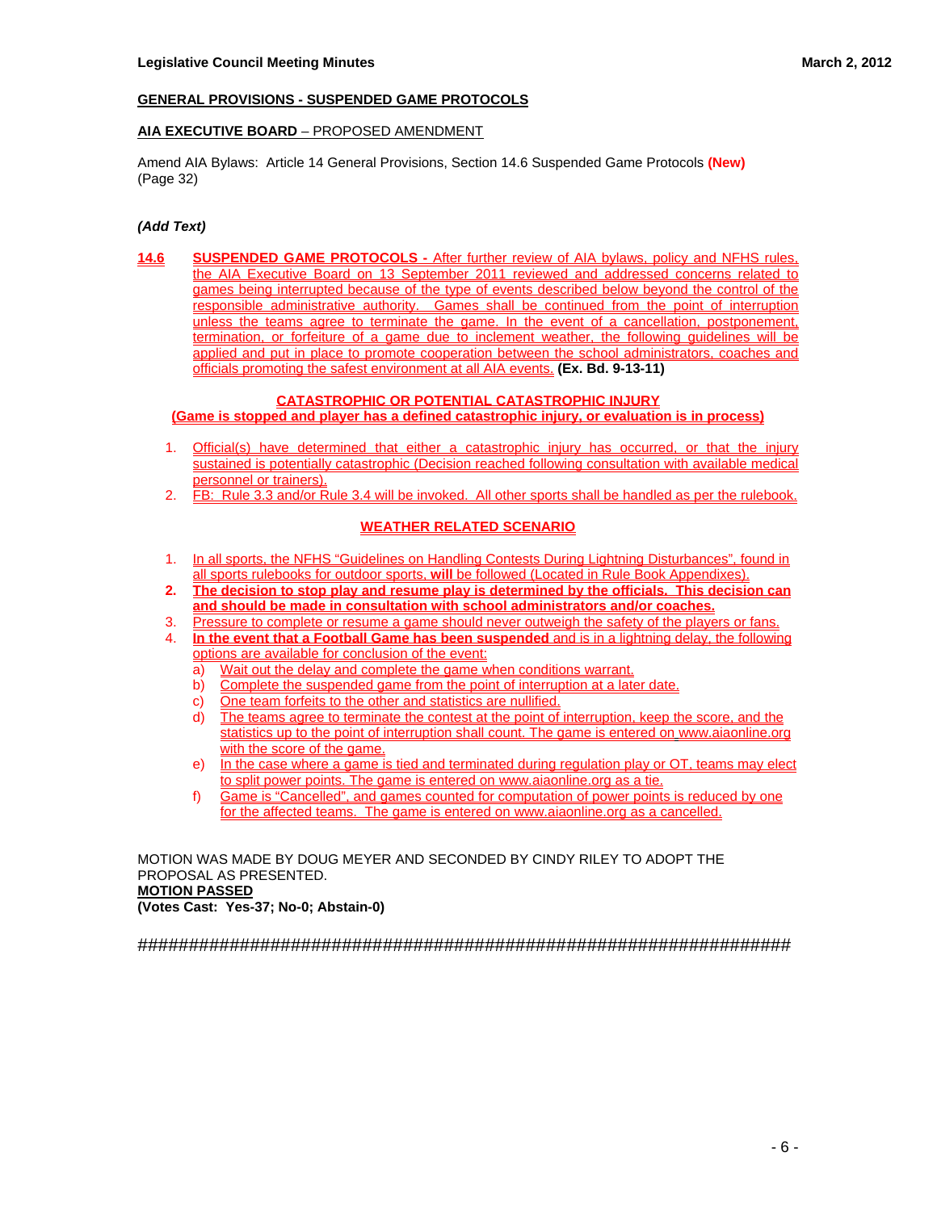**GENERAL PROVISIONS - SUSPENDED GAME PROTOCOLS**

**AIA EXECUTIVE BOARD** – PROPOSED AMENDMENT

Amend AIA Bylaws: Article 14 General Provisions, Section 14.6 Suspended Game Protocols **(New)** (Page 32)

***(Add Text)***

**14.6** **SUSPENDED GAME PROTOCOLS -** After further review of AIA bylaws, policy and NFHS rules, the AIA Executive Board on 13 September 2011 reviewed and addressed concerns related to games being interrupted because of the type of events described below beyond the control of the responsible administrative authority. Games shall be continued from the point of interruption unless the teams agree to terminate the game. In the event of a cancellation, postponement, termination, or forfeiture of a game due to inclement weather, the following guidelines will be applied and put in place to promote cooperation between the school administrators, coaches and officials promoting the safest environment at all AIA events. **(Ex. Bd. 9-13-11)**

**CATASTROPHIC OR POTENTIAL CATASTROPHIC INJURY**
**(Game is stopped and player has a defined catastrophic injury, or evaluation is in process)**

1. Official(s) have determined that either a catastrophic injury has occurred, or that the injury sustained is potentially catastrophic (Decision reached following consultation with available medical personnel or trainers).
2. FB: Rule 3.3 and/or Rule 3.4 will be invoked. All other sports shall be handled as per the rulebook.

**WEATHER RELATED SCENARIO**

1. In all sports, the NFHS "Guidelines on Handling Contests During Lightning Disturbances", found in all sports rulebooks for outdoor sports, **will** be followed (Located in Rule Book Appendixes).
2. **The decision to stop play and resume play is determined by the officials. This decision can and should be made in consultation with school administrators and/or coaches.**
3. Pressure to complete or resume a game should never outweigh the safety of the players or fans.
4. **In the event that a Football Game has been suspended** and is in a lightning delay, the following options are available for conclusion of the event:
   a) Wait out the delay and complete the game when conditions warrant.
   b) Complete the suspended game from the point of interruption at a later date.
   c) One team forfeits to the other and statistics are nullified.
   d) The teams agree to terminate the contest at the point of interruption, keep the score, and the statistics up to the point of interruption shall count. The game is entered on www.aiaonline.org with the score of the game.
   e) In the case where a game is tied and terminated during regulation play or OT, teams may elect to split power points. The game is entered on www.aiaonline.org as a tie.
   f) Game is "Cancelled", and games counted for computation of power points is reduced by one for the affected teams. The game is entered on www.aiaonline.org as a cancelled.

MOTION WAS MADE BY DOUG MEYER AND SECONDED BY CINDY RILEY TO ADOPT THE PROPOSAL AS PRESENTED.
**MOTION PASSED**
**(Votes Cast: Yes-37; No-0; Abstain-0)**

##################################################################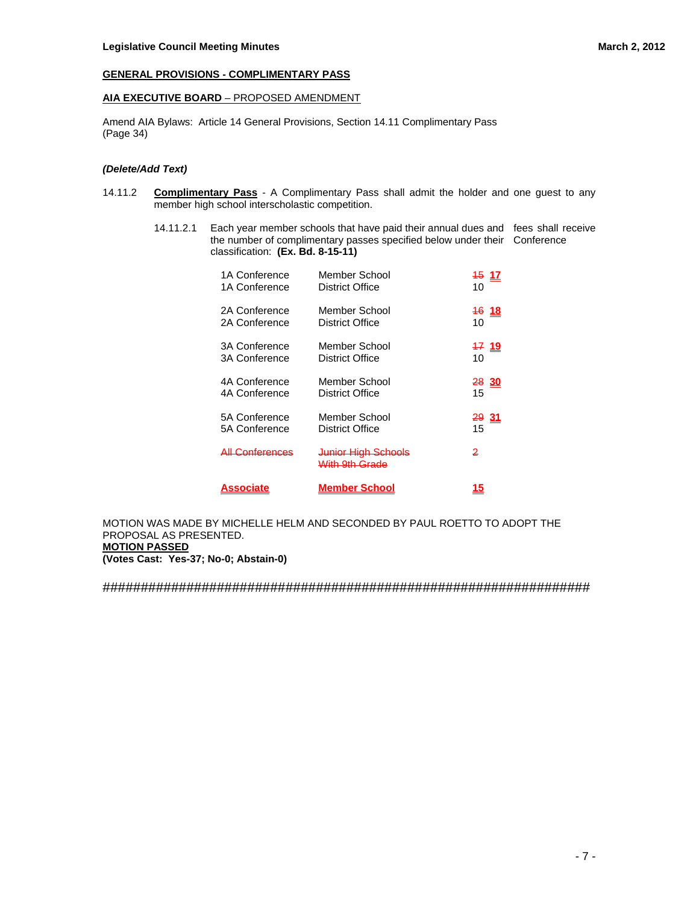**GENERAL PROVISIONS - COMPLIMENTARY PASS**

**AIA EXECUTIVE BOARD** – PROPOSED AMENDMENT

Amend AIA Bylaws: Article 14 General Provisions, Section 14.11 Complimentary Pass (Page 34)

***(Delete/Add Text)***

14.11.2 **Complimentary Pass** - A Complimentary Pass shall admit the holder and one guest to any member high school interscholastic competition.

14.11.2.1 Each year member schools that have paid their annual dues and fees shall receive the number of complimentary passes specified below under their Conference classification: **(Ex. Bd. 8-15-11)**

| Conference | Type | Passes |
|---|---|---|
| 1A Conference | Member School | ~~15~~ **17** |
| 1A Conference | District Office | 10 |
| 2A Conference | Member School | ~~16~~ **18** |
| 2A Conference | District Office | 10 |
| 3A Conference | Member School | ~~17~~ **19** |
| 3A Conference | District Office | 10 |
| 4A Conference | Member School | ~~28~~ **30** |
| 4A Conference | District Office | 15 |
| 5A Conference | Member School | ~~29~~ **31** |
| 5A Conference | District Office | 15 |
| ~~All Conferences~~ | ~~Junior High Schools With 9th Grade~~ | ~~2~~ |
| **Associate** | **Member School** | **15** |

MOTION WAS MADE BY MICHELLE HELM AND SECONDED BY PAUL ROETTO TO ADOPT THE PROPOSAL AS PRESENTED.
**MOTION PASSED**
**(Votes Cast: Yes-37; No-0; Abstain-0)**

######################################################################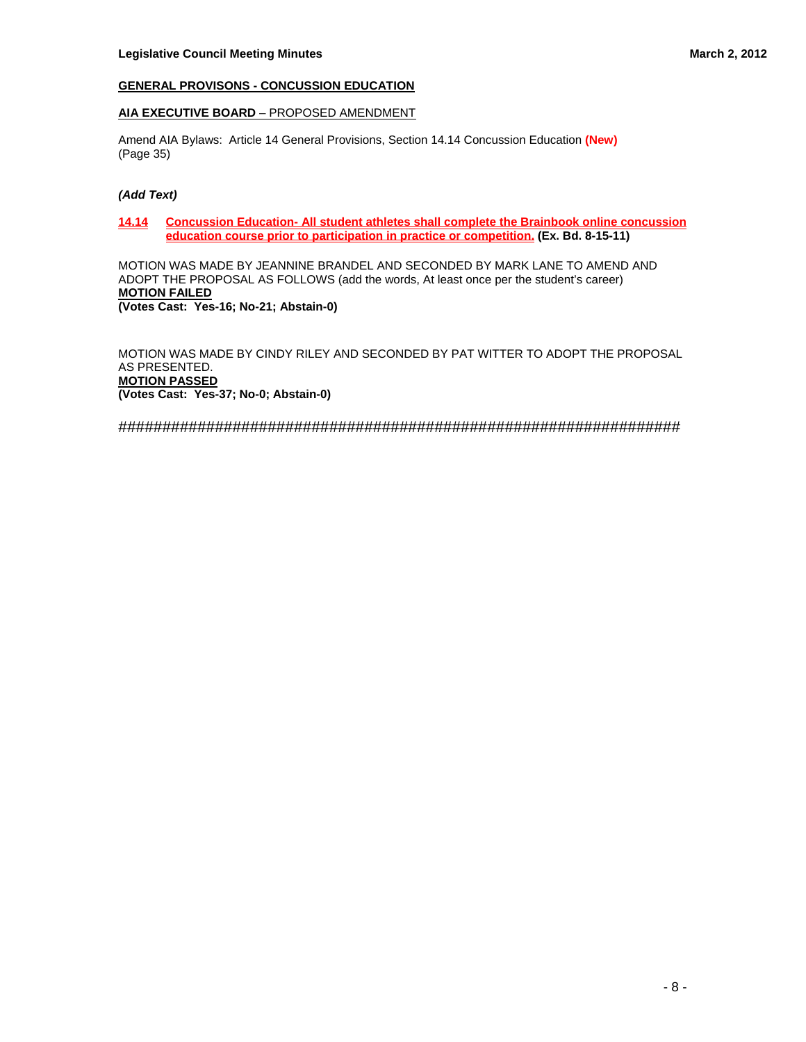**GENERAL PROVISONS - CONCUSSION EDUCATION**

**AIA EXECUTIVE BOARD** – PROPOSED AMENDMENT

Amend AIA Bylaws: Article 14 General Provisions, Section 14.14 Concussion Education **(New)**
(Page 35)

***(Add Text)***

**14.14 Concussion Education- All student athletes shall complete the Brainbook online concussion education course prior to participation in practice or competition.** **(Ex. Bd. 8-15-11)**

MOTION WAS MADE BY JEANNINE BRANDEL AND SECONDED BY MARK LANE TO AMEND AND ADOPT THE PROPOSAL AS FOLLOWS (add the words, At least once per the student's career)
**MOTION FAILED**
**(Votes Cast: Yes-16; No-21; Abstain-0)**

MOTION WAS MADE BY CINDY RILEY AND SECONDED BY PAT WITTER TO ADOPT THE PROPOSAL AS PRESENTED.
**MOTION PASSED**
**(Votes Cast: Yes-37; No-0; Abstain-0)**

######################################################################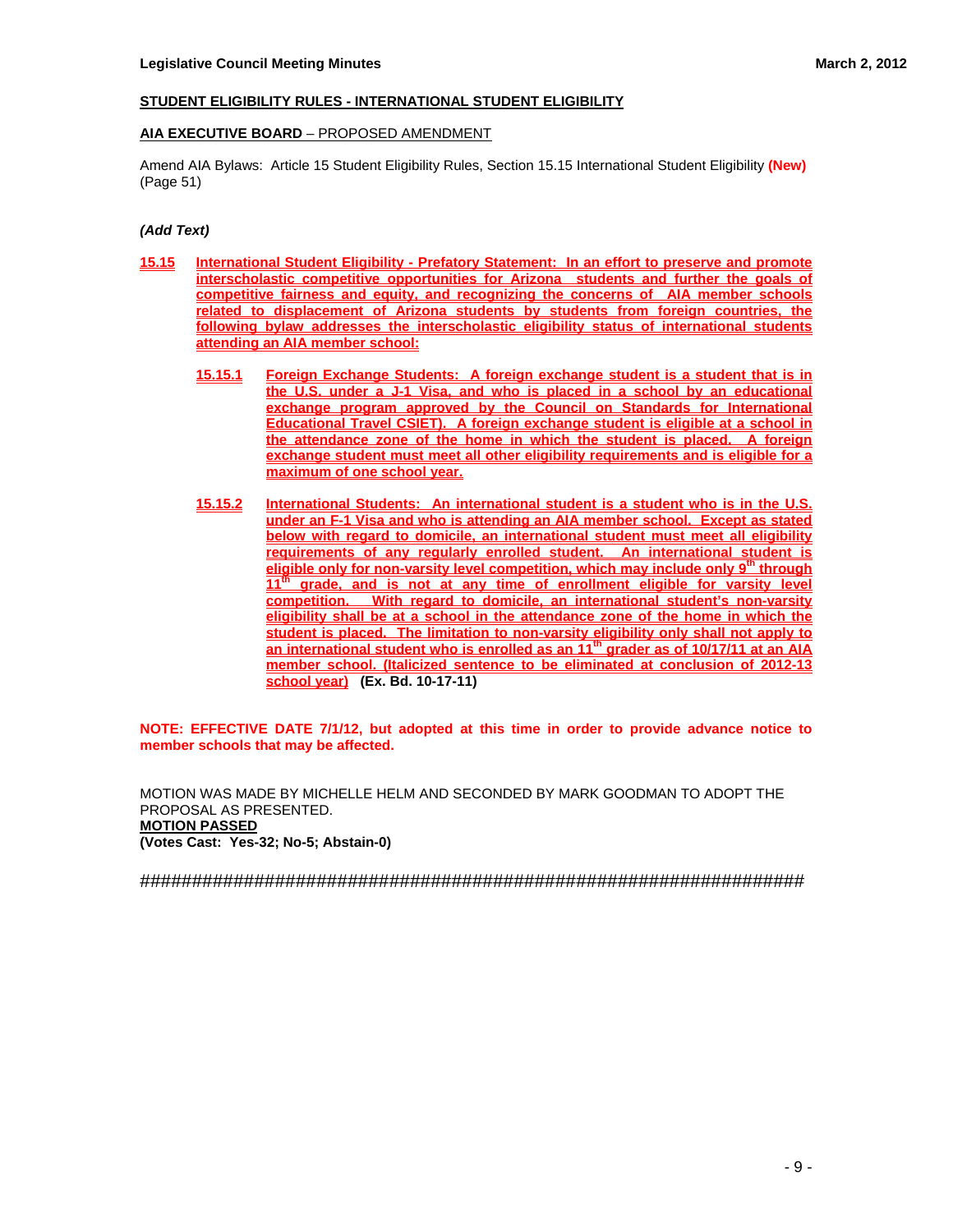**STUDENT ELIGIBILITY RULES - INTERNATIONAL STUDENT ELIGIBILITY**

**AIA EXECUTIVE BOARD** – PROPOSED AMENDMENT

Amend AIA Bylaws: Article 15 Student Eligibility Rules, Section 15.15 International Student Eligibility **(New)** (Page 51)

***(Add Text)***

**15.15 International Student Eligibility - Prefatory Statement: In an effort to preserve and promote interscholastic competitive opportunities for Arizona students and further the goals of competitive fairness and equity, and recognizing the concerns of AIA member schools related to displacement of Arizona students by students from foreign countries, the following bylaw addresses the interscholastic eligibility status of international students attending an AIA member school:**

- **15.15.1 Foreign Exchange Students: A foreign exchange student is a student that is in the U.S. under a J-1 Visa, and who is placed in a school by an educational exchange program approved by the Council on Standards for International Educational Travel CSIET). A foreign exchange student is eligible at a school in the attendance zone of the home in which the student is placed. A foreign exchange student must meet all other eligibility requirements and is eligible for a maximum of one school year.**

- **15.15.2 International Students: An international student is a student who is in the U.S. under an F-1 Visa and who is attending an AIA member school. Except as stated below with regard to domicile, an international student must meet all eligibility requirements of any regularly enrolled student. An international student is eligible only for non-varsity level competition, which may include only 9th through 11th grade, and is not at any time of enrollment eligible for varsity level competition. With regard to domicile, an international student's non-varsity eligibility shall be at a school in the attendance zone of the home in which the student is placed. The limitation to non-varsity eligibility only shall not apply to an international student who is enrolled as an 11th grader as of 10/17/11 at an AIA member school. (Italicized sentence to be eliminated at conclusion of 2012-13 school year) (Ex. Bd. 10-17-11)**

**NOTE: EFFECTIVE DATE 7/1/12, but adopted at this time in order to provide advance notice to member schools that may be affected.**

MOTION WAS MADE BY MICHELLE HELM AND SECONDED BY MARK GOODMAN TO ADOPT THE PROPOSAL AS PRESENTED.
**MOTION PASSED**
**(Votes Cast: Yes-32; No-5; Abstain-0)**

####################################################################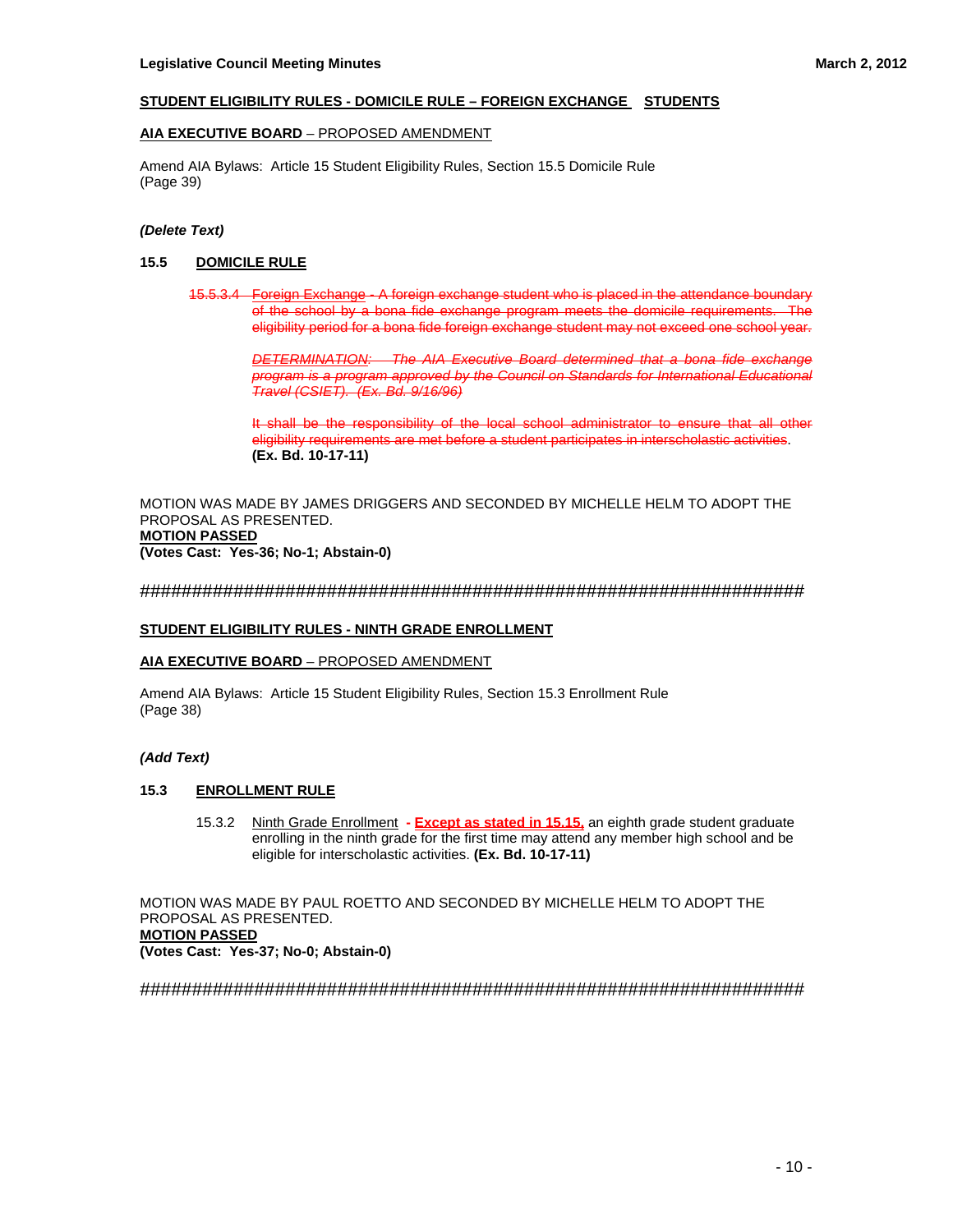**STUDENT ELIGIBILITY RULES - DOMICILE RULE – FOREIGN EXCHANGE STUDENTS**

**AIA EXECUTIVE BOARD** – PROPOSED AMENDMENT

Amend AIA Bylaws: Article 15 Student Eligibility Rules, Section 15.5 Domicile Rule (Page 39)

***(Delete Text)***

**15.5 DOMICILE RULE**

~~15.5.3.4 Foreign Exchange - A foreign exchange student who is placed in the attendance boundary of the school by a bona fide exchange program meets the domicile requirements. The eligibility period for a bona fide foreign exchange student may not exceed one school year.~~

~~*DETERMINATION: The AIA Executive Board determined that a bona fide exchange program is a program approved by the Council on Standards for International Educational Travel (CSIET). (Ex. Bd. 9/16/96)*~~

~~It shall be the responsibility of the local school administrator to ensure that all other eligibility requirements are met before a student participates in interscholastic activities~~. **(Ex. Bd. 10-17-11)**

MOTION WAS MADE BY JAMES DRIGGERS AND SECONDED BY MICHELLE HELM TO ADOPT THE PROPOSAL AS PRESENTED.
**MOTION PASSED**
**(Votes Cast: Yes-36; No-1; Abstain-0)**

######################################################################

**STUDENT ELIGIBILITY RULES - NINTH GRADE ENROLLMENT**

**AIA EXECUTIVE BOARD** – PROPOSED AMENDMENT

Amend AIA Bylaws: Article 15 Student Eligibility Rules, Section 15.3 Enrollment Rule (Page 38)

***(Add Text)***

**15.3 ENROLLMENT RULE**

15.3.2 Ninth Grade Enrollment **- Except as stated in 15.15,** an eighth grade student graduate enrolling in the ninth grade for the first time may attend any member high school and be eligible for interscholastic activities. **(Ex. Bd. 10-17-11)**

MOTION WAS MADE BY PAUL ROETTO AND SECONDED BY MICHELLE HELM TO ADOPT THE PROPOSAL AS PRESENTED.
**MOTION PASSED**
**(Votes Cast: Yes-37; No-0; Abstain-0)**

######################################################################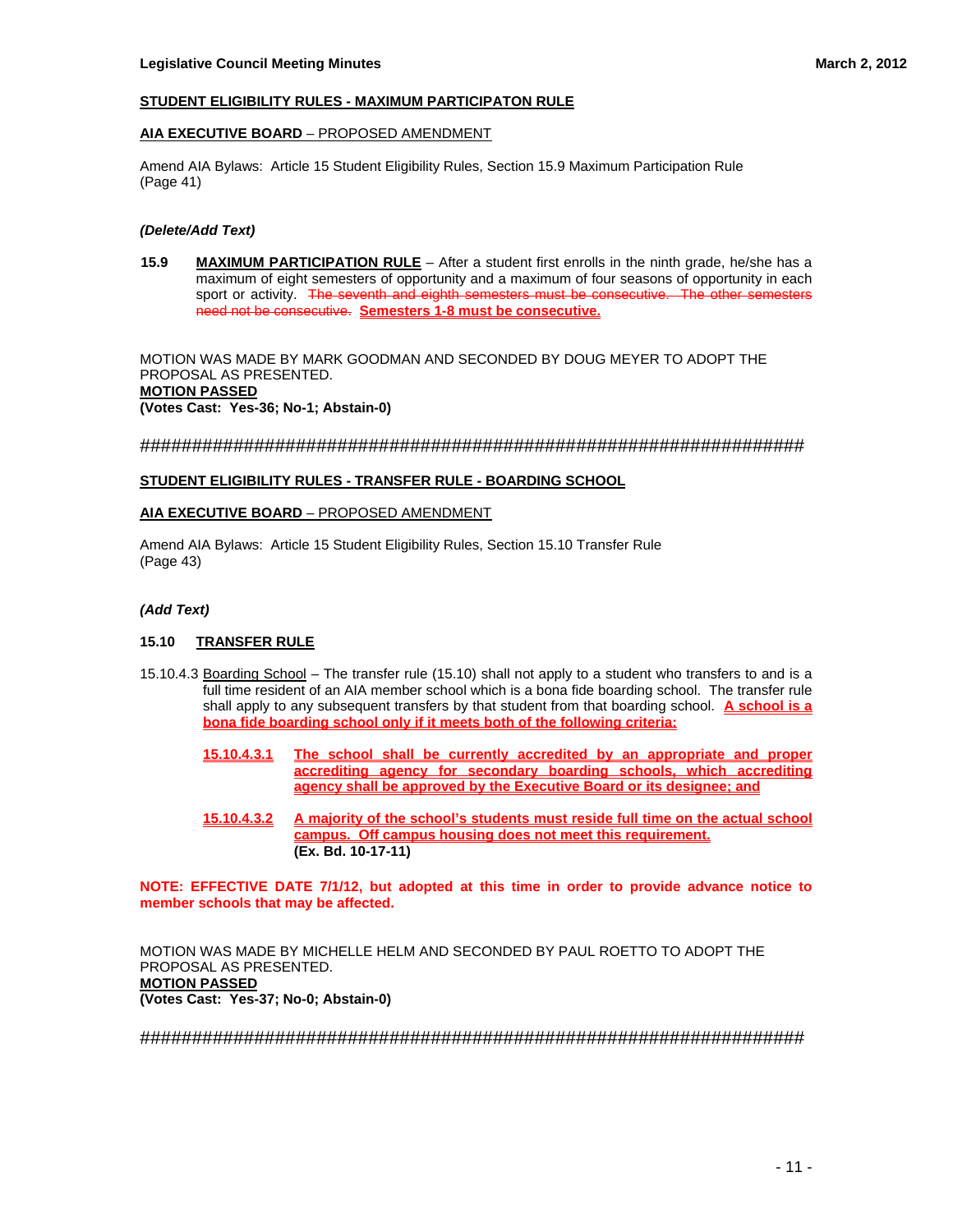## STUDENT ELIGIBILITY RULES - MAXIMUM PARTICIPATON RULE

**AIA EXECUTIVE BOARD** – PROPOSED AMENDMENT

Amend AIA Bylaws: Article 15 Student Eligibility Rules, Section 15.9 Maximum Participation Rule (Page 41)

***(Delete/Add Text)***

**15.9** **MAXIMUM PARTICIPATION RULE** – After a student first enrolls in the ninth grade, he/she has a maximum of eight semesters of opportunity and a maximum of four seasons of opportunity in each sport or activity. ~~The seventh and eighth semesters must be consecutive. The other semesters need not be consecutive.~~ **Semesters 1-8 must be consecutive.**

MOTION WAS MADE BY MARK GOODMAN AND SECONDED BY DOUG MEYER TO ADOPT THE PROPOSAL AS PRESENTED.
**MOTION PASSED**
**(Votes Cast: Yes-36; No-1; Abstain-0)**

#####################################################################

## STUDENT ELIGIBILITY RULES - TRANSFER RULE - BOARDING SCHOOL

**AIA EXECUTIVE BOARD** – PROPOSED AMENDMENT

Amend AIA Bylaws: Article 15 Student Eligibility Rules, Section 15.10 Transfer Rule (Page 43)

***(Add Text)***

**15.10 TRANSFER RULE**

15.10.4.3 Boarding School – The transfer rule (15.10) shall not apply to a student who transfers to and is a full time resident of an AIA member school which is a bona fide boarding school. The transfer rule shall apply to any subsequent transfers by that student from that boarding school. **A school is a bona fide boarding school only if it meets both of the following criteria:**

**15.10.4.3.1** **The school shall be currently accredited by an appropriate and proper accrediting agency for secondary boarding schools, which accrediting agency shall be approved by the Executive Board or its designee; and**

**15.10.4.3.2** **A majority of the school's students must reside full time on the actual school campus. Off campus housing does not meet this requirement.**
**(Ex. Bd. 10-17-11)**

**NOTE: EFFECTIVE DATE 7/1/12, but adopted at this time in order to provide advance notice to member schools that may be affected.**

MOTION WAS MADE BY MICHELLE HELM AND SECONDED BY PAUL ROETTO TO ADOPT THE PROPOSAL AS PRESENTED.
**MOTION PASSED**
**(Votes Cast: Yes-37; No-0; Abstain-0)**

#####################################################################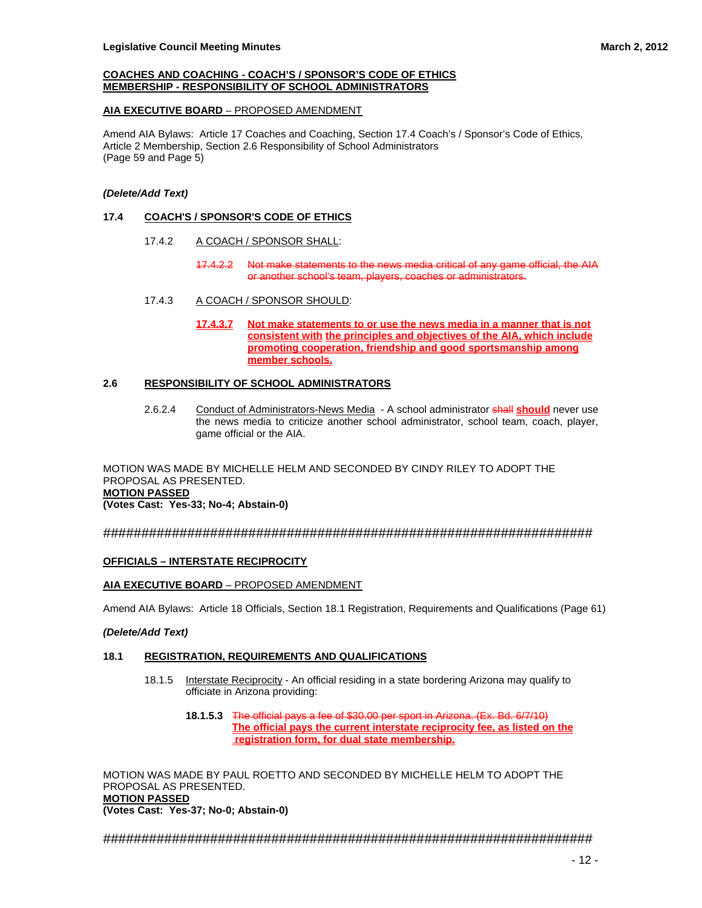**COACHES AND COACHING - COACH'S / SPONSOR'S CODE OF ETHICS**
**MEMBERSHIP - RESPONSIBILITY OF SCHOOL ADMINISTRATORS**

**AIA EXECUTIVE BOARD** – PROPOSED AMENDMENT

Amend AIA Bylaws: Article 17 Coaches and Coaching, Section 17.4 Coach's / Sponsor's Code of Ethics, Article 2 Membership, Section 2.6 Responsibility of School Administrators
(Page 59 and Page 5)

***(Delete/Add Text)***

**17.4 COACH'S / SPONSOR'S CODE OF ETHICS**

17.4.2 A COACH / SPONSOR SHALL:

~~17.4.2.2 Not make statements to the news media critical of any game official, the AIA or another school's team, players, coaches or administrators.~~

17.4.3 A COACH / SPONSOR SHOULD:

**17.4.3.7 Not make statements to or use the news media in a manner that is not consistent with the principles and objectives of the AIA, which include promoting cooperation, friendship and good sportsmanship among member schools.**

**2.6 RESPONSIBILITY OF SCHOOL ADMINISTRATORS**

2.6.2.4 Conduct of Administrators-News Media - A school administrator ~~shall~~ **should** never use the news media to criticize another school administrator, school team, coach, player, game official or the AIA.

MOTION WAS MADE BY MICHELLE HELM AND SECONDED BY CINDY RILEY TO ADOPT THE PROPOSAL AS PRESENTED.
**MOTION PASSED**
**(Votes Cast: Yes-33; No-4; Abstain-0)**

######################################################################

**OFFICIALS – INTERSTATE RECIPROCITY**

**AIA EXECUTIVE BOARD** – PROPOSED AMENDMENT

Amend AIA Bylaws: Article 18 Officials, Section 18.1 Registration, Requirements and Qualifications (Page 61)

***(Delete/Add Text)***

**18.1 REGISTRATION, REQUIREMENTS AND QUALIFICATIONS**

18.1.5 Interstate Reciprocity - An official residing in a state bordering Arizona may qualify to officiate in Arizona providing:

**18.1.5.3** ~~The official pays a fee of $30.00 per sport in Arizona. (Ex. Bd. 6/7/10)~~
**The official pays the current interstate reciprocity fee, as listed on the registration form, for dual state membership.**

MOTION WAS MADE BY PAUL ROETTO AND SECONDED BY MICHELLE HELM TO ADOPT THE PROPOSAL AS PRESENTED.
**MOTION PASSED**
**(Votes Cast: Yes-37; No-0; Abstain-0)**

######################################################################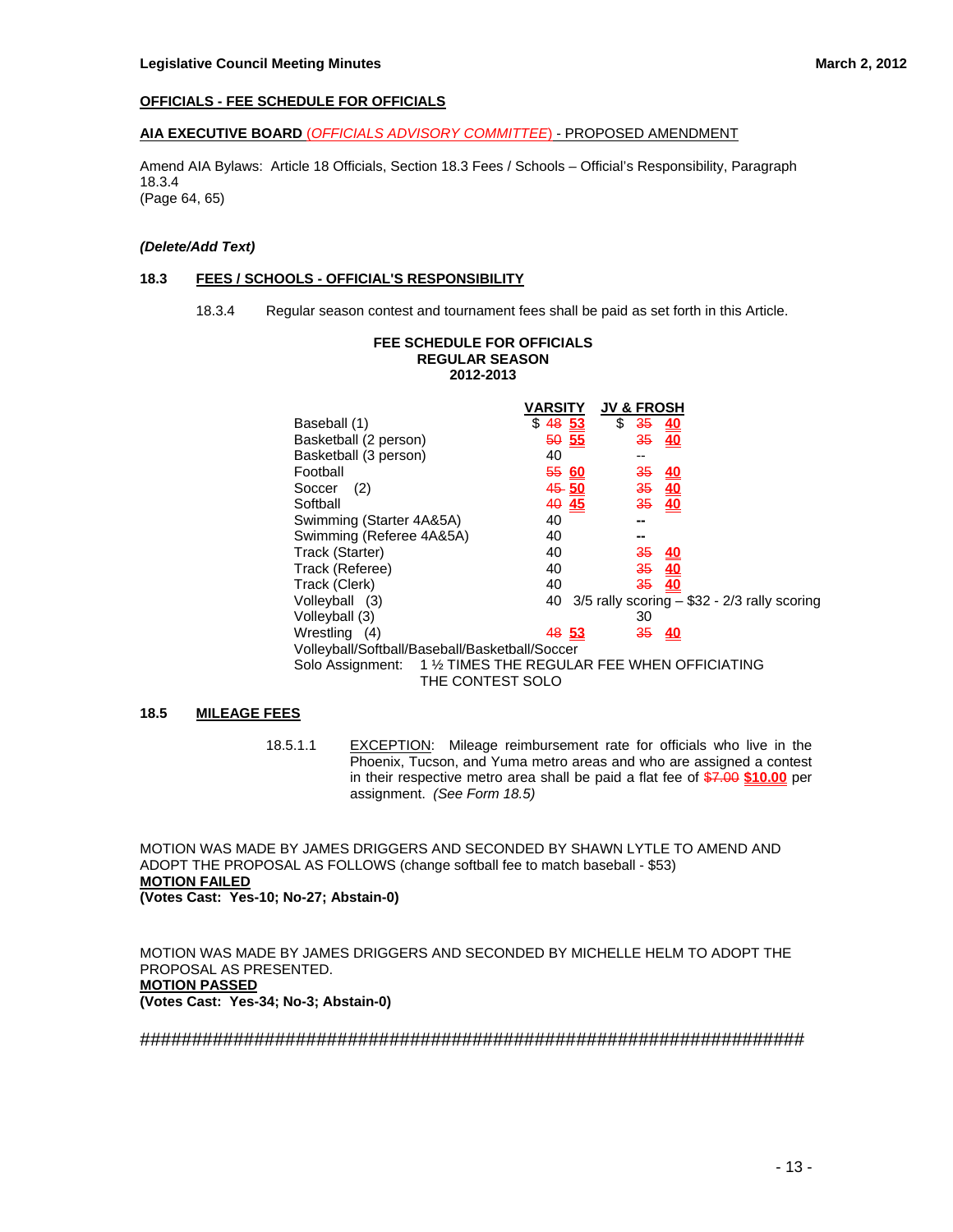**OFFICIALS - FEE SCHEDULE FOR OFFICIALS**

**AIA EXECUTIVE BOARD** (*OFFICIALS ADVISORY COMMITTEE*) - PROPOSED AMENDMENT

Amend AIA Bylaws: Article 18 Officials, Section 18.3 Fees / Schools – Official's Responsibility, Paragraph 18.3.4
(Page 64, 65)

***(Delete/Add Text)***

**18.3 FEES / SCHOOLS - OFFICIAL'S RESPONSIBILITY**

18.3.4 Regular season contest and tournament fees shall be paid as set forth in this Article.

**FEE SCHEDULE FOR OFFICIALS**
**REGULAR SEASON**
**2012-2013**

| | VARSITY | JV & FROSH |
|---|---|---|
| Baseball (1) | $ ~~48~~ **53** | $ ~~35~~ **40** |
| Basketball (2 person) | ~~50~~ **55** | ~~35~~ **40** |
| Basketball (3 person) | 40 | -- |
| Football | ~~55~~ **60** | ~~35~~ **40** |
| Soccer (2) | ~~45~~ **50** | ~~35~~ **40** |
| Softball | ~~40~~ **45** | ~~35~~ **40** |
| Swimming (Starter 4A&5A) | 40 | -- |
| Swimming (Referee 4A&5A) | 40 | -- |
| Track (Starter) | 40 | ~~35~~ **40** |
| Track (Referee) | 40 | ~~35~~ **40** |
| Track (Clerk) | 40 | ~~35~~ **40** |
| Volleyball (3) | 40 3/5 rally scoring – $32 - 2/3 rally scoring | |
| Volleyball (3) | | 30 |
| Wrestling (4) | ~~48~~ **53** | ~~35~~ **40** |

Volleyball/Softball/Baseball/Basketball/Soccer
Solo Assignment: 1 ½ TIMES THE REGULAR FEE WHEN OFFICIATING THE CONTEST SOLO

**18.5 MILEAGE FEES**

18.5.1.1 EXCEPTION: Mileage reimbursement rate for officials who live in the Phoenix, Tucson, and Yuma metro areas and who are assigned a contest in their respective metro area shall be paid a flat fee of ~~$7.00~~ **$10.00** per assignment. *(See Form 18.5)*

MOTION WAS MADE BY JAMES DRIGGERS AND SECONDED BY SHAWN LYTLE TO AMEND AND ADOPT THE PROPOSAL AS FOLLOWS (change softball fee to match baseball - $53)
**MOTION FAILED**
**(Votes Cast: Yes-10; No-27; Abstain-0)**

MOTION WAS MADE BY JAMES DRIGGERS AND SECONDED BY MICHELLE HELM TO ADOPT THE PROPOSAL AS PRESENTED.
**MOTION PASSED**
**(Votes Cast: Yes-34; No-3; Abstain-0)**

####################################################################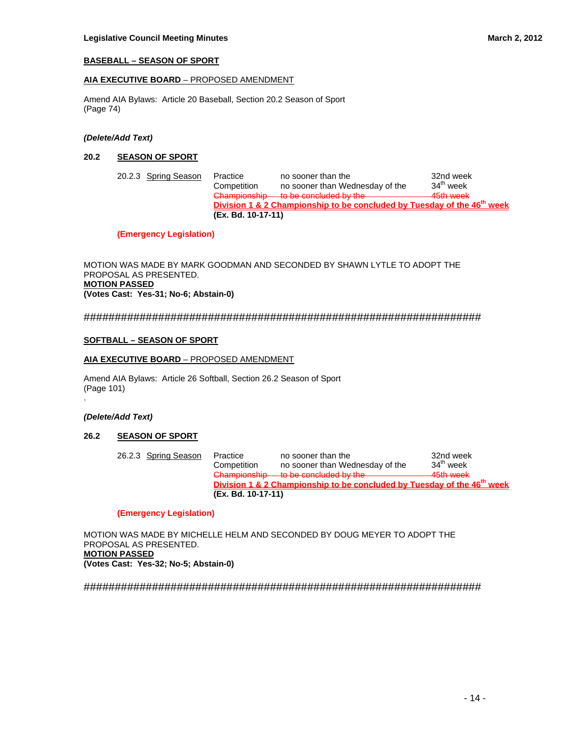**BASEBALL – SEASON OF SPORT**

**AIA EXECUTIVE BOARD** – PROPOSED AMENDMENT

Amend AIA Bylaws: Article 20 Baseball, Section 20.2 Season of Sport
(Page 74)

***(Delete/Add Text)***

**20.2 SEASON OF SPORT**

| 20.2.3 Spring Season | Practice | no sooner than the | 32nd week |
|---|---|---|---|
| | Competition | no sooner than Wednesday of the | 34th week |
| | ~~Championship~~ | ~~to be concluded by the~~ | ~~45th week~~ |
| | **Division 1 & 2 Championship to be concluded by Tuesday of the 46th week** | | |
| | **(Ex. Bd. 10-17-11)** | | |

**(Emergency Legislation)**

MOTION WAS MADE BY MARK GOODMAN AND SECONDED BY SHAWN LYTLE TO ADOPT THE PROPOSAL AS PRESENTED.
**MOTION PASSED**
**(Votes Cast: Yes-31; No-6; Abstain-0)**

######################################################################

**SOFTBALL – SEASON OF SPORT**

**AIA EXECUTIVE BOARD** – PROPOSED AMENDMENT

Amend AIA Bylaws: Article 26 Softball, Section 26.2 Season of Sport
(Page 101)
.

***(Delete/Add Text)***

**26.2 SEASON OF SPORT**

| 26.2.3 Spring Season | Practice | no sooner than the | 32nd week |
|---|---|---|---|
| | Competition | no sooner than Wednesday of the | 34th week |
| | ~~Championship~~ | ~~to be concluded by the~~ | ~~45th week~~ |
| | **Division 1 & 2 Championship to be concluded by Tuesday of the 46th week** | | |
| | **(Ex. Bd. 10-17-11)** | | |

**(Emergency Legislation)**

MOTION WAS MADE BY MICHELLE HELM AND SECONDED BY DOUG MEYER TO ADOPT THE PROPOSAL AS PRESENTED.
**MOTION PASSED**
**(Votes Cast: Yes-32; No-5; Abstain-0)**

######################################################################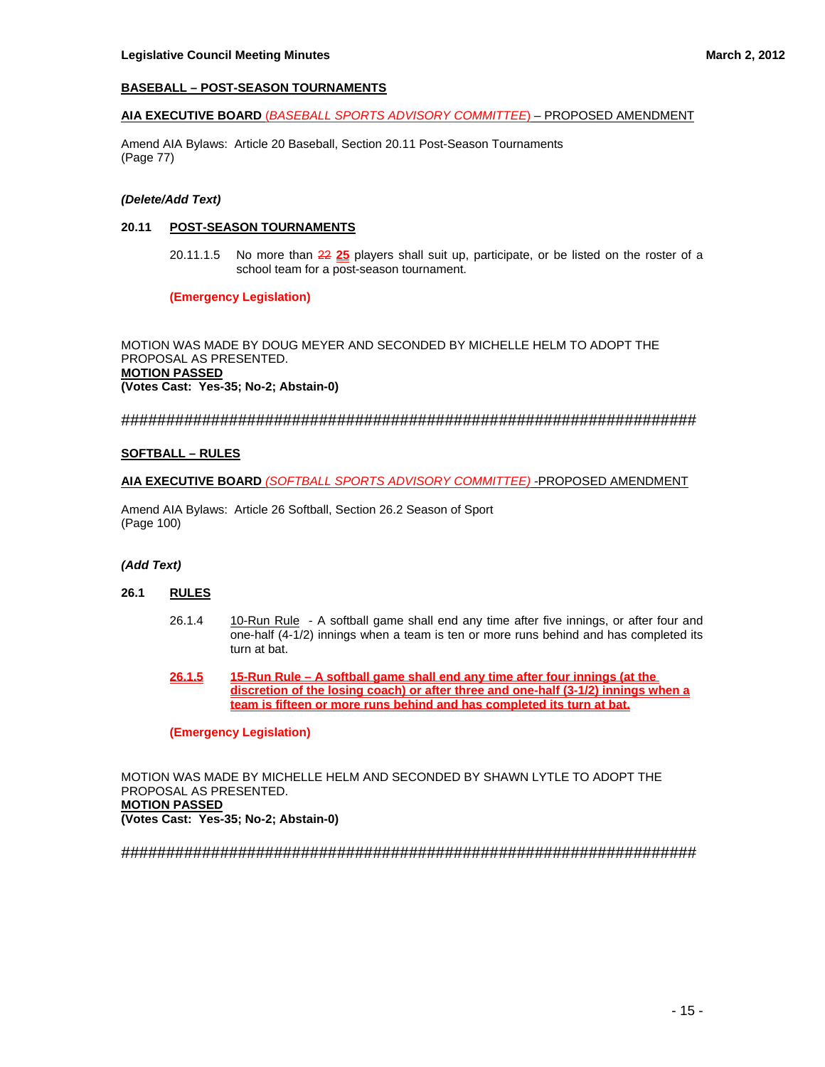**BASEBALL – POST-SEASON TOURNAMENTS**

**AIA EXECUTIVE BOARD** *(BASEBALL SPORTS ADVISORY COMMITTEE)* – PROPOSED AMENDMENT

Amend AIA Bylaws: Article 20 Baseball, Section 20.11 Post-Season Tournaments
(Page 77)

***(Delete/Add Text)***

**20.11 POST-SEASON TOURNAMENTS**

20.11.1.5 No more than ~~22~~ **25** players shall suit up, participate, or be listed on the roster of a school team for a post-season tournament.

**(Emergency Legislation)**

MOTION WAS MADE BY DOUG MEYER AND SECONDED BY MICHELLE HELM TO ADOPT THE PROPOSAL AS PRESENTED.
**MOTION PASSED**
**(Votes Cast: Yes-35; No-2; Abstain-0)**

######################################################################

**SOFTBALL – RULES**

**AIA EXECUTIVE BOARD** *(SOFTBALL SPORTS ADVISORY COMMITTEE)* -PROPOSED AMENDMENT

Amend AIA Bylaws: Article 26 Softball, Section 26.2 Season of Sport
(Page 100)

***(Add Text)***

**26.1 RULES**

26.1.4 10-Run Rule - A softball game shall end any time after five innings, or after four and one-half (4-1/2) innings when a team is ten or more runs behind and has completed its turn at bat.

**26.1.5 15-Run Rule – A softball game shall end any time after four innings (at the discretion of the losing coach) or after three and one-half (3-1/2) innings when a team is fifteen or more runs behind and has completed its turn at bat.**

**(Emergency Legislation)**

MOTION WAS MADE BY MICHELLE HELM AND SECONDED BY SHAWN LYTLE TO ADOPT THE PROPOSAL AS PRESENTED.
**MOTION PASSED**
**(Votes Cast: Yes-35; No-2; Abstain-0)**

######################################################################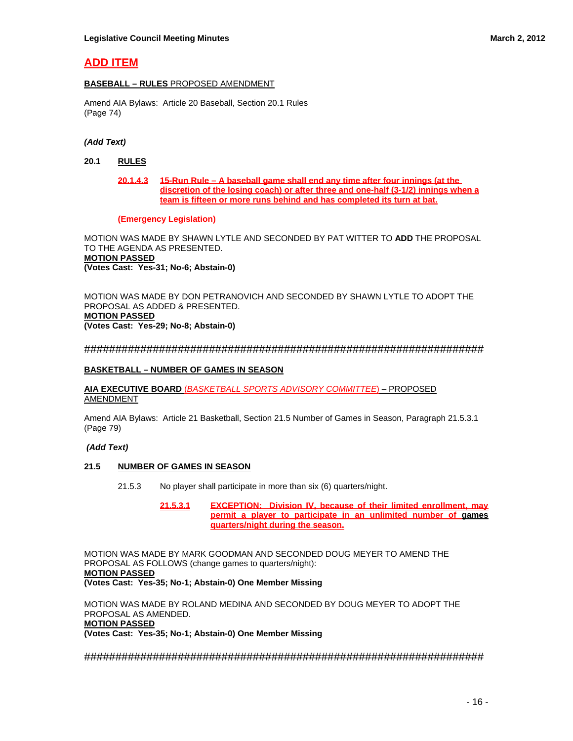## ADD ITEM

**BASEBALL – RULES** PROPOSED AMENDMENT

Amend AIA Bylaws: Article 20 Baseball, Section 20.1 Rules
(Page 74)

***(Add Text)***

**20.1 RULES**

**20.1.4.3 15-Run Rule – A baseball game shall end any time after four innings (at the discretion of the losing coach) or after three and one-half (3-1/2) innings when a team is fifteen or more runs behind and has completed its turn at bat.**

**(Emergency Legislation)**

MOTION WAS MADE BY SHAWN LYTLE AND SECONDED BY PAT WITTER TO **ADD** THE PROPOSAL TO THE AGENDA AS PRESENTED.
**MOTION PASSED**
**(Votes Cast: Yes-31; No-6; Abstain-0)**

MOTION WAS MADE BY DON PETRANOVICH AND SECONDED BY SHAWN LYTLE TO ADOPT THE PROPOSAL AS ADDED & PRESENTED.
**MOTION PASSED**
**(Votes Cast: Yes-29; No-8; Abstain-0)**

########################################################################

**BASKETBALL – NUMBER OF GAMES IN SEASON**

**AIA EXECUTIVE BOARD** (*BASKETBALL SPORTS ADVISORY COMMITTEE*) – PROPOSED AMENDMENT

Amend AIA Bylaws: Article 21 Basketball, Section 21.5 Number of Games in Season, Paragraph 21.5.3.1
(Page 79)

***(Add Text)***

**21.5 NUMBER OF GAMES IN SEASON**

21.5.3 No player shall participate in more than six (6) quarters/night.

**21.5.3.1 EXCEPTION: Division IV, because of their limited enrollment, may permit a player to participate in an unlimited number of ~~games~~ quarters/night during the season.**

MOTION WAS MADE BY MARK GOODMAN AND SECONDED DOUG MEYER TO AMEND THE PROPOSAL AS FOLLOWS (change games to quarters/night):
**MOTION PASSED**
**(Votes Cast: Yes-35; No-1; Abstain-0) One Member Missing**

MOTION WAS MADE BY ROLAND MEDINA AND SECONDED BY DOUG MEYER TO ADOPT THE PROPOSAL AS AMENDED.
**MOTION PASSED**
**(Votes Cast: Yes-35; No-1; Abstain-0) One Member Missing**

########################################################################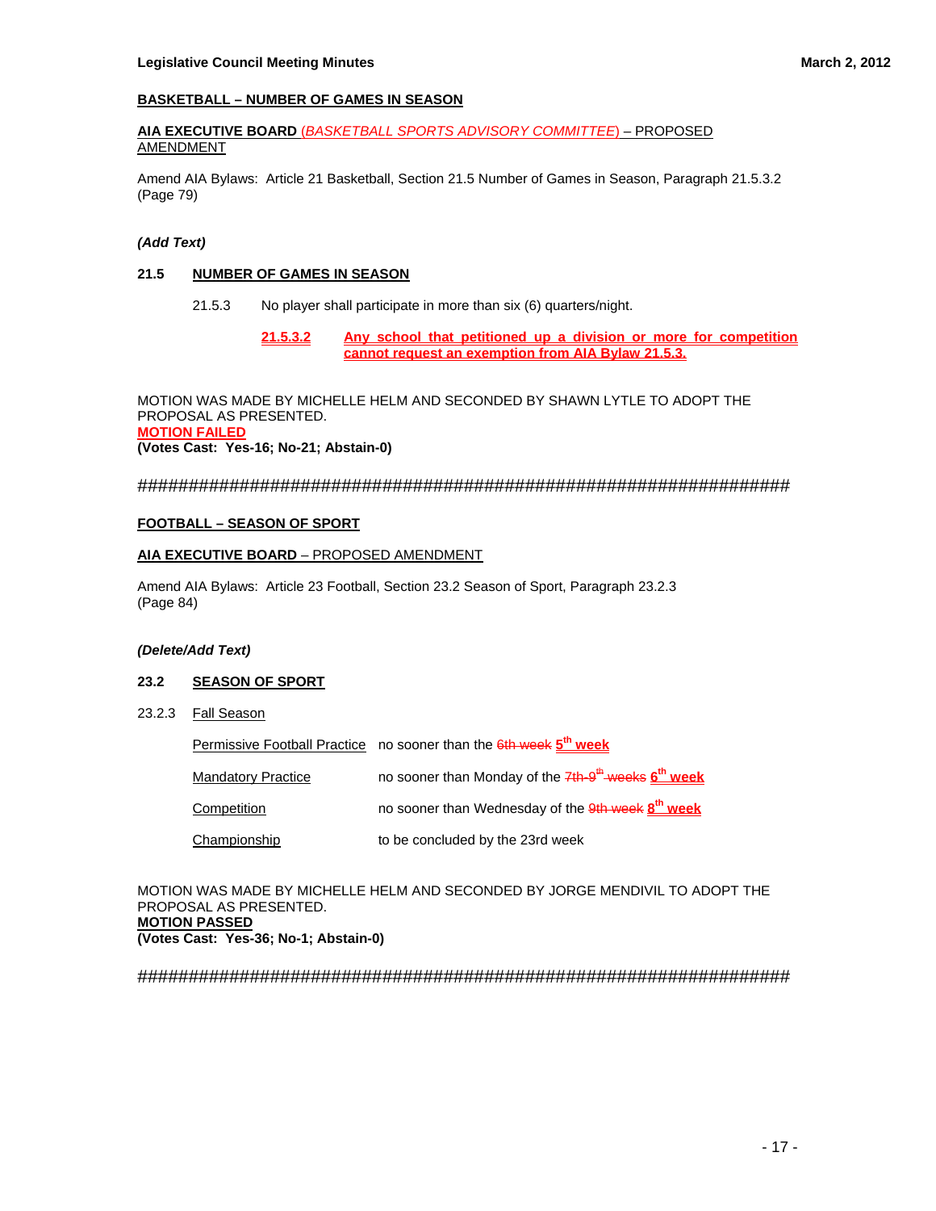## BASKETBALL – NUMBER OF GAMES IN SEASON

**AIA EXECUTIVE BOARD** *(BASKETBALL SPORTS ADVISORY COMMITTEE)* – PROPOSED AMENDMENT

Amend AIA Bylaws: Article 21 Basketball, Section 21.5 Number of Games in Season, Paragraph 21.5.3.2 (Page 79)

***(Add Text)***

**21.5 NUMBER OF GAMES IN SEASON**

21.5.3 No player shall participate in more than six (6) quarters/night.

**21.5.3.2 Any school that petitioned up a division or more for competition cannot request an exemption from AIA Bylaw 21.5.3.**

MOTION WAS MADE BY MICHELLE HELM AND SECONDED BY SHAWN LYTLE TO ADOPT THE PROPOSAL AS PRESENTED.
**MOTION FAILED**
**(Votes Cast: Yes-16; No-21; Abstain-0)**

########################################################################

## FOOTBALL – SEASON OF SPORT

**AIA EXECUTIVE BOARD** – PROPOSED AMENDMENT

Amend AIA Bylaws: Article 23 Football, Section 23.2 Season of Sport, Paragraph 23.2.3 (Page 84)

***(Delete/Add Text)***

**23.2 SEASON OF SPORT**

23.2.3 Fall Season

| | |
|---|---|
| Permissive Football Practice | no sooner than the ~~6th week~~ **5th week** |
| Mandatory Practice | no sooner than Monday of the ~~7th-9th weeks~~ **6th week** |
| Competition | no sooner than Wednesday of the ~~9th week~~ **8th week** |
| Championship | to be concluded by the 23rd week |

MOTION WAS MADE BY MICHELLE HELM AND SECONDED BY JORGE MENDIVIL TO ADOPT THE PROPOSAL AS PRESENTED.
**MOTION PASSED**
**(Votes Cast: Yes-36; No-1; Abstain-0)**

########################################################################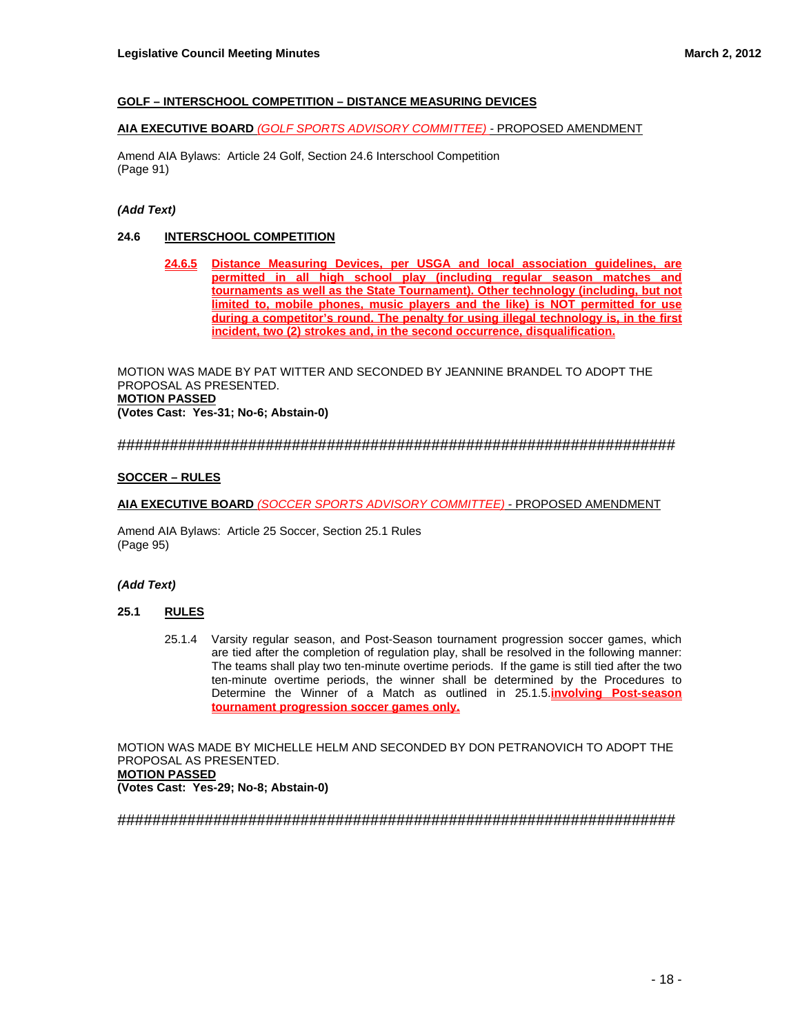**GOLF – INTERSCHOOL COMPETITION – DISTANCE MEASURING DEVICES**

**AIA EXECUTIVE BOARD** *(GOLF SPORTS ADVISORY COMMITTEE)* - PROPOSED AMENDMENT

Amend AIA Bylaws: Article 24 Golf, Section 24.6 Interschool Competition
(Page 91)

***(Add Text)***

**24.6 INTERSCHOOL COMPETITION**

> **24.6.5 Distance Measuring Devices, per USGA and local association guidelines, are permitted in all high school play (including regular season matches and tournaments as well as the State Tournament). Other technology (including, but not limited to, mobile phones, music players and the like) is NOT permitted for use during a competitor's round. The penalty for using illegal technology is, in the first incident, two (2) strokes and, in the second occurrence, disqualification.**

MOTION WAS MADE BY PAT WITTER AND SECONDED BY JEANNINE BRANDEL TO ADOPT THE PROPOSAL AS PRESENTED.
**MOTION PASSED**
**(Votes Cast: Yes-31; No-6; Abstain-0)**

######################################################################

**SOCCER – RULES**

**AIA EXECUTIVE BOARD** *(SOCCER SPORTS ADVISORY COMMITTEE)* - PROPOSED AMENDMENT

Amend AIA Bylaws: Article 25 Soccer, Section 25.1 Rules
(Page 95)

***(Add Text)***

**25.1 RULES**

> 25.1.4 Varsity regular season, and Post-Season tournament progression soccer games, which are tied after the completion of regulation play, shall be resolved in the following manner: The teams shall play two ten-minute overtime periods. If the game is still tied after the two ten-minute overtime periods, the winner shall be determined by the Procedures to Determine the Winner of a Match as outlined in 25.1.5.**involving Post-season tournament progression soccer games only.**

MOTION WAS MADE BY MICHELLE HELM AND SECONDED BY DON PETRANOVICH TO ADOPT THE PROPOSAL AS PRESENTED.
**MOTION PASSED**
**(Votes Cast: Yes-29; No-8; Abstain-0)**

######################################################################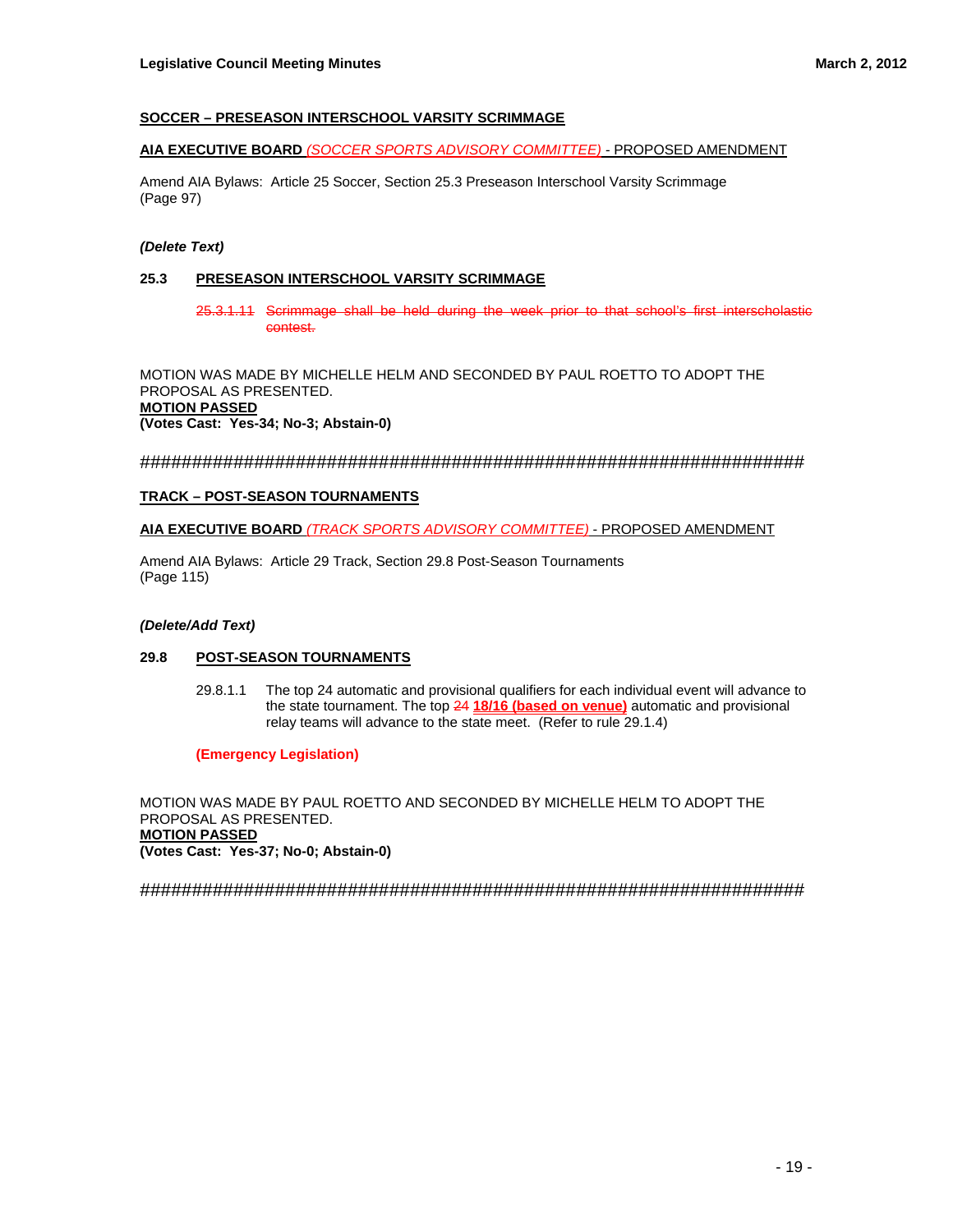**SOCCER – PRESEASON INTERSCHOOL VARSITY SCRIMMAGE**

**AIA EXECUTIVE BOARD** *(SOCCER SPORTS ADVISORY COMMITTEE)* - PROPOSED AMENDMENT

Amend AIA Bylaws: Article 25 Soccer, Section 25.3 Preseason Interschool Varsity Scrimmage (Page 97)

***(Delete Text)***

**25.3 PRESEASON INTERSCHOOL VARSITY SCRIMMAGE**

~~25.3.1.11 Scrimmage shall be held during the week prior to that school's first interscholastic contest.~~

MOTION WAS MADE BY MICHELLE HELM AND SECONDED BY PAUL ROETTO TO ADOPT THE PROPOSAL AS PRESENTED.
**MOTION PASSED**
**(Votes Cast: Yes-34; No-3; Abstain-0)**

######################################################################

**TRACK – POST-SEASON TOURNAMENTS**

**AIA EXECUTIVE BOARD** *(TRACK SPORTS ADVISORY COMMITTEE)* - PROPOSED AMENDMENT

Amend AIA Bylaws: Article 29 Track, Section 29.8 Post-Season Tournaments (Page 115)

***(Delete/Add Text)***

**29.8 POST-SEASON TOURNAMENTS**

29.8.1.1 The top 24 automatic and provisional qualifiers for each individual event will advance to the state tournament. The top ~~24~~ **18/16 (based on venue)** automatic and provisional relay teams will advance to the state meet. (Refer to rule 29.1.4)

**(Emergency Legislation)**

MOTION WAS MADE BY PAUL ROETTO AND SECONDED BY MICHELLE HELM TO ADOPT THE PROPOSAL AS PRESENTED.
**MOTION PASSED**
**(Votes Cast: Yes-37; No-0; Abstain-0)**

######################################################################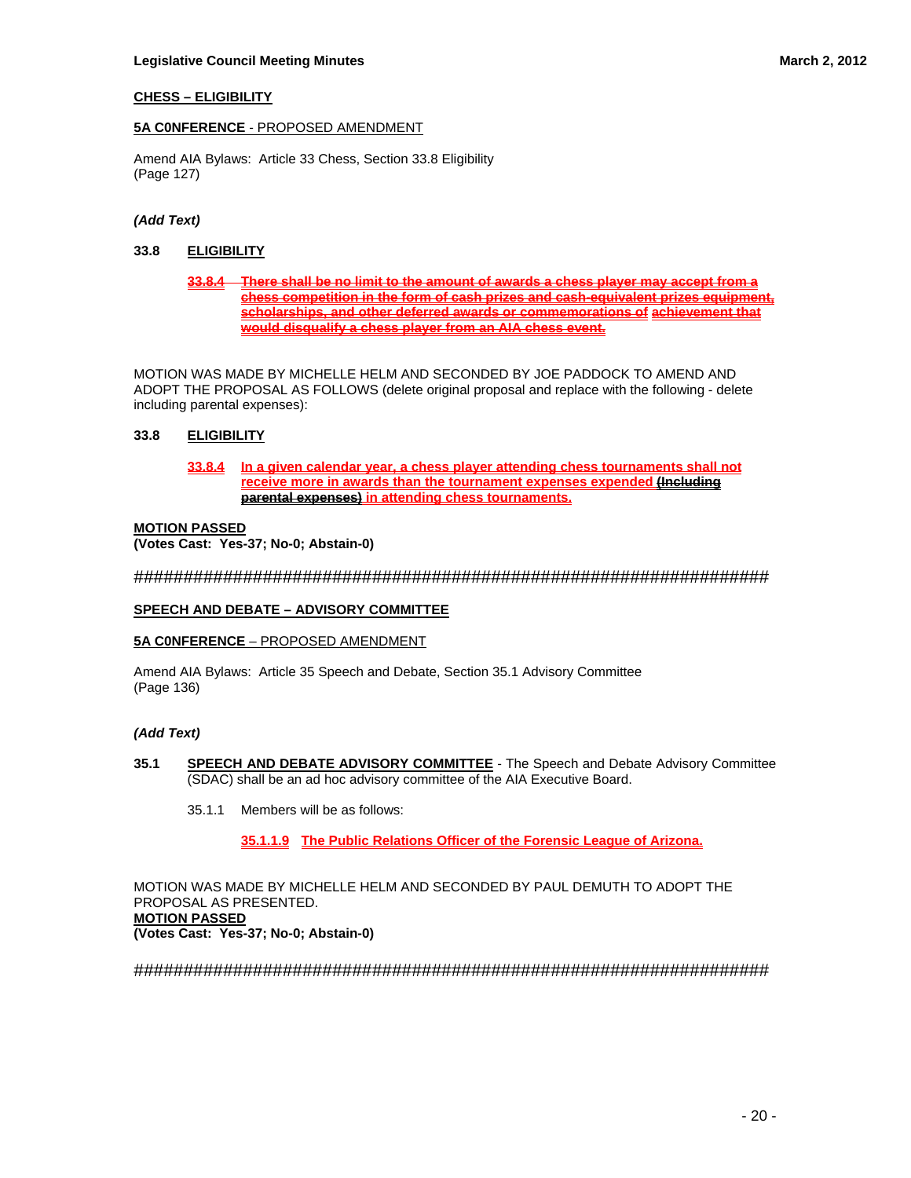**CHESS – ELIGIBILITY**

**5A C0NFERENCE** - PROPOSED AMENDMENT

Amend AIA Bylaws: Article 33 Chess, Section 33.8 Eligibility
(Page 127)

***(Add Text)***

**33.8 ELIGIBILITY**

> ~~**33.8.4 There shall be no limit to the amount of awards a chess player may accept from a chess competition in the form of cash prizes and cash-equivalent prizes equipment, scholarships, and other deferred awards or commemorations of achievement that would disqualify a chess player from an AIA chess event.**~~

MOTION WAS MADE BY MICHELLE HELM AND SECONDED BY JOE PADDOCK TO AMEND AND ADOPT THE PROPOSAL AS FOLLOWS (delete original proposal and replace with the following - delete including parental expenses):

**33.8 ELIGIBILITY**

> **33.8.4 In a given calendar year, a chess player attending chess tournaments shall not receive more in awards than the tournament expenses expended ~~(Including parental expenses)~~ in attending chess tournaments.**

**MOTION PASSED**
**(Votes Cast: Yes-37; No-0; Abstain-0)**

######################################################################

**SPEECH AND DEBATE – ADVISORY COMMITTEE**

**5A C0NFERENCE** – PROPOSED AMENDMENT

Amend AIA Bylaws: Article 35 Speech and Debate, Section 35.1 Advisory Committee
(Page 136)

***(Add Text)***

**35.1 SPEECH AND DEBATE ADVISORY COMMITTEE** - The Speech and Debate Advisory Committee (SDAC) shall be an ad hoc advisory committee of the AIA Executive Board.

> 35.1.1 Members will be as follows:
>
> > **35.1.1.9 The Public Relations Officer of the Forensic League of Arizona.**

MOTION WAS MADE BY MICHELLE HELM AND SECONDED BY PAUL DEMUTH TO ADOPT THE PROPOSAL AS PRESENTED.
**MOTION PASSED**
**(Votes Cast: Yes-37; No-0; Abstain-0)**

######################################################################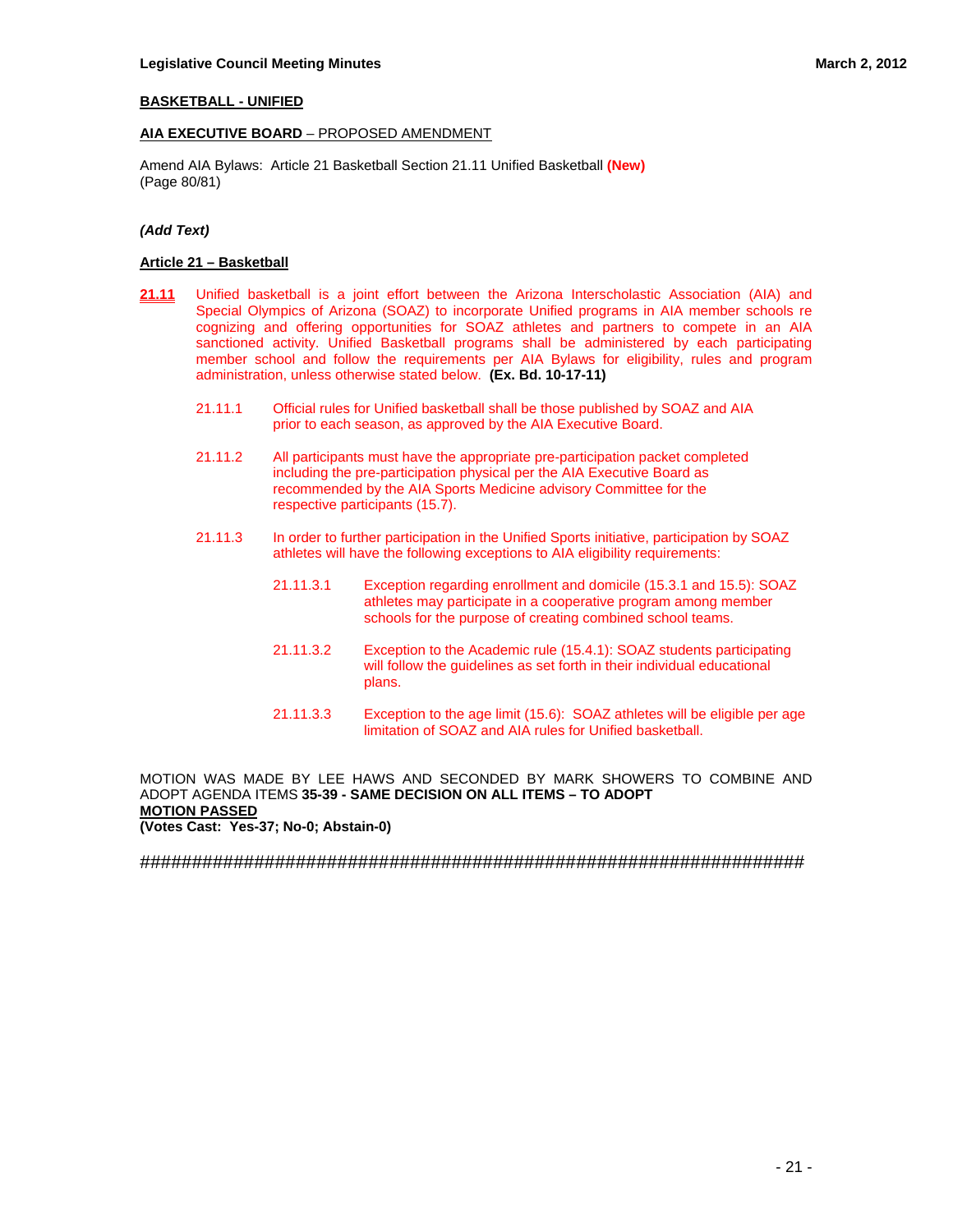**BASKETBALL - UNIFIED**

**AIA EXECUTIVE BOARD** – PROPOSED AMENDMENT

Amend AIA Bylaws: Article 21 Basketball Section 21.11 Unified Basketball **(New)**
(Page 80/81)

***(Add Text)***

**Article 21 – Basketball**

**21.11** Unified basketball is a joint effort between the Arizona Interscholastic Association (AIA) and Special Olympics of Arizona (SOAZ) to incorporate Unified programs in AIA member schools re cognizing and offering opportunities for SOAZ athletes and partners to compete in an AIA sanctioned activity. Unified Basketball programs shall be administered by each participating member school and follow the requirements per AIA Bylaws for eligibility, rules and program administration, unless otherwise stated below. **(Ex. Bd. 10-17-11)**

21.11.1 Official rules for Unified basketball shall be those published by SOAZ and AIA prior to each season, as approved by the AIA Executive Board.

21.11.2 All participants must have the appropriate pre-participation packet completed including the pre-participation physical per the AIA Executive Board as recommended by the AIA Sports Medicine advisory Committee for the respective participants (15.7).

21.11.3 In order to further participation in the Unified Sports initiative, participation by SOAZ athletes will have the following exceptions to AIA eligibility requirements:

21.11.3.1 Exception regarding enrollment and domicile (15.3.1 and 15.5): SOAZ athletes may participate in a cooperative program among member schools for the purpose of creating combined school teams.

21.11.3.2 Exception to the Academic rule (15.4.1): SOAZ students participating will follow the guidelines as set forth in their individual educational plans.

21.11.3.3 Exception to the age limit (15.6): SOAZ athletes will be eligible per age limitation of SOAZ and AIA rules for Unified basketball.

MOTION WAS MADE BY LEE HAWS AND SECONDED BY MARK SHOWERS TO COMBINE AND ADOPT AGENDA ITEMS **35-39 - SAME DECISION ON ALL ITEMS – TO ADOPT**
**MOTION PASSED**
**(Votes Cast: Yes-37; No-0; Abstain-0)**

######################################################################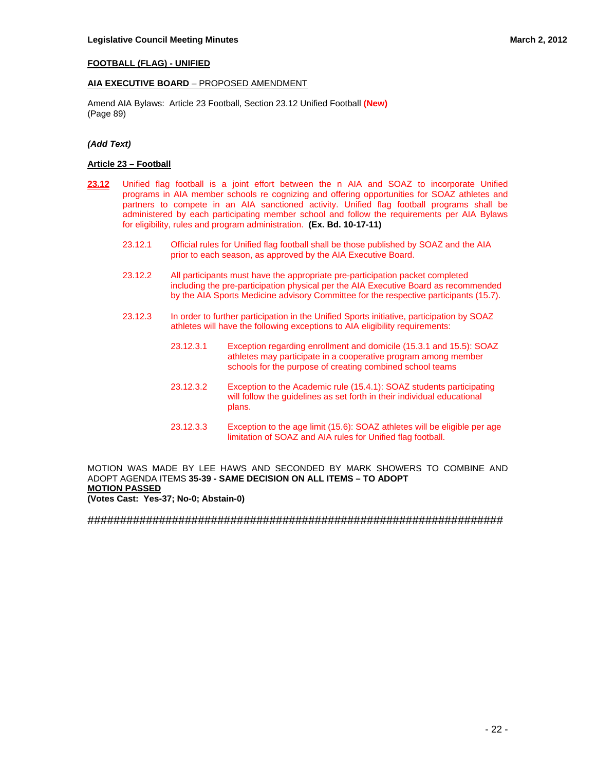**FOOTBALL (FLAG) - UNIFIED**

**AIA EXECUTIVE BOARD** – PROPOSED AMENDMENT

Amend AIA Bylaws: Article 23 Football, Section 23.12 Unified Football **(New)**
(Page 89)

***(Add Text)***

**Article 23 – Football**

**23.12** Unified flag football is a joint effort between the n AIA and SOAZ to incorporate Unified programs in AIA member schools re cognizing and offering opportunities for SOAZ athletes and partners to compete in an AIA sanctioned activity. Unified flag football programs shall be administered by each participating member school and follow the requirements per AIA Bylaws for eligibility, rules and program administration. **(Ex. Bd. 10-17-11)**

- 23.12.1 Official rules for Unified flag football shall be those published by SOAZ and the AIA prior to each season, as approved by the AIA Executive Board.

- 23.12.2 All participants must have the appropriate pre-participation packet completed including the pre-participation physical per the AIA Executive Board as recommended by the AIA Sports Medicine advisory Committee for the respective participants (15.7).

- 23.12.3 In order to further participation in the Unified Sports initiative, participation by SOAZ athletes will have the following exceptions to AIA eligibility requirements:

  - 23.12.3.1 Exception regarding enrollment and domicile (15.3.1 and 15.5): SOAZ athletes may participate in a cooperative program among member schools for the purpose of creating combined school teams

  - 23.12.3.2 Exception to the Academic rule (15.4.1): SOAZ students participating will follow the guidelines as set forth in their individual educational plans.

  - 23.12.3.3 Exception to the age limit (15.6): SOAZ athletes will be eligible per age limitation of SOAZ and AIA rules for Unified flag football.

MOTION WAS MADE BY LEE HAWS AND SECONDED BY MARK SHOWERS TO COMBINE AND ADOPT AGENDA ITEMS **35-39 - SAME DECISION ON ALL ITEMS – TO ADOPT**
**MOTION PASSED**
**(Votes Cast: Yes-37; No-0; Abstain-0)**

#####################################################################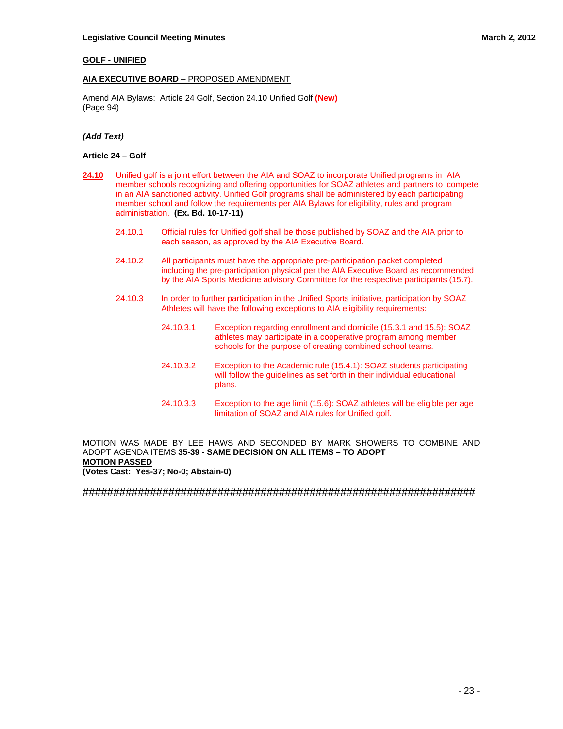**GOLF - UNIFIED**

**AIA EXECUTIVE BOARD** – PROPOSED AMENDMENT

Amend AIA Bylaws: Article 24 Golf, Section 24.10 Unified Golf **(New)**
(Page 94)

***(Add Text)***

**Article 24 – Golf**

**24.10** Unified golf is a joint effort between the AIA and SOAZ to incorporate Unified programs in AIA member schools recognizing and offering opportunities for SOAZ athletes and partners to compete in an AIA sanctioned activity. Unified Golf programs shall be administered by each participating member school and follow the requirements per AIA Bylaws for eligibility, rules and program administration. **(Ex. Bd. 10-17-11)**

24.10.1 Official rules for Unified golf shall be those published by SOAZ and the AIA prior to each season, as approved by the AIA Executive Board.

24.10.2 All participants must have the appropriate pre-participation packet completed including the pre-participation physical per the AIA Executive Board as recommended by the AIA Sports Medicine advisory Committee for the respective participants (15.7).

24.10.3 In order to further participation in the Unified Sports initiative, participation by SOAZ Athletes will have the following exceptions to AIA eligibility requirements:

24.10.3.1 Exception regarding enrollment and domicile (15.3.1 and 15.5): SOAZ athletes may participate in a cooperative program among member schools for the purpose of creating combined school teams.

24.10.3.2 Exception to the Academic rule (15.4.1): SOAZ students participating will follow the guidelines as set forth in their individual educational plans.

24.10.3.3 Exception to the age limit (15.6): SOAZ athletes will be eligible per age limitation of SOAZ and AIA rules for Unified golf.

MOTION WAS MADE BY LEE HAWS AND SECONDED BY MARK SHOWERS TO COMBINE AND ADOPT AGENDA ITEMS **35-39 - SAME DECISION ON ALL ITEMS – TO ADOPT**
**MOTION PASSED**
**(Votes Cast: Yes-37; No-0; Abstain-0)**

##################################################################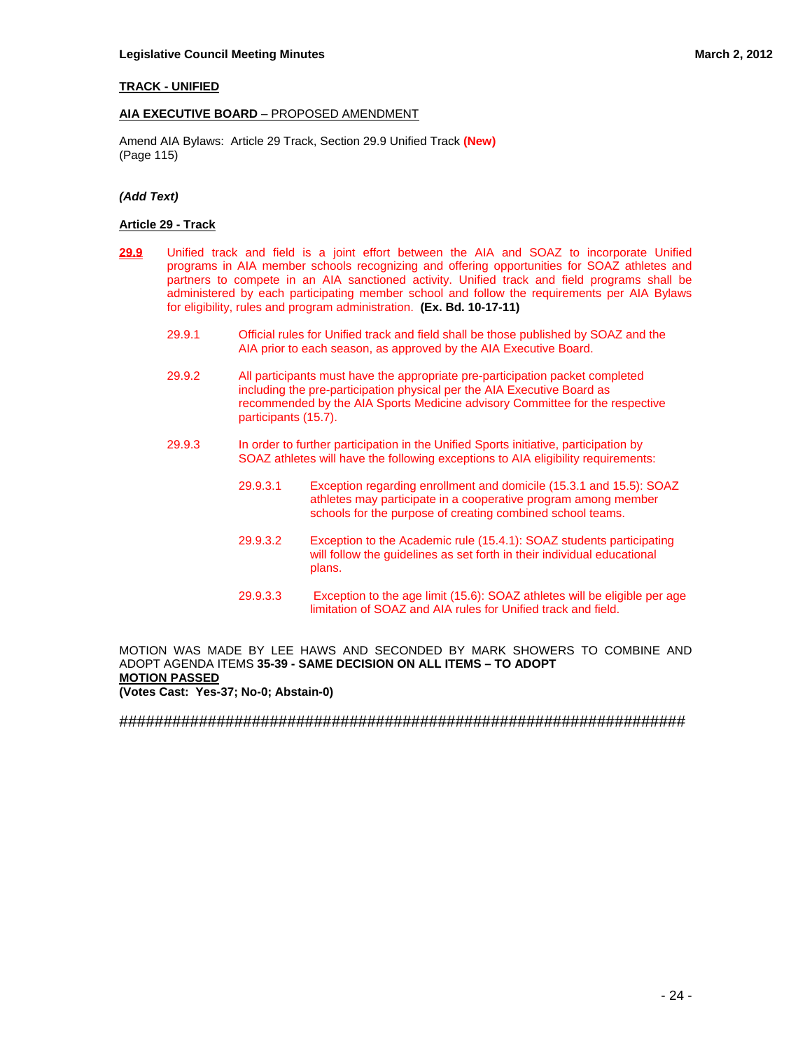**TRACK - UNIFIED**

**AIA EXECUTIVE BOARD** – PROPOSED AMENDMENT

Amend AIA Bylaws: Article 29 Track, Section 29.9 Unified Track **(New)**
(Page 115)

***(Add Text)***

**Article 29 - Track**

**29.9** Unified track and field is a joint effort between the AIA and SOAZ to incorporate Unified programs in AIA member schools recognizing and offering opportunities for SOAZ athletes and partners to compete in an AIA sanctioned activity. Unified track and field programs shall be administered by each participating member school and follow the requirements per AIA Bylaws for eligibility, rules and program administration. **(Ex. Bd. 10-17-11)**

29.9.1 Official rules for Unified track and field shall be those published by SOAZ and the AIA prior to each season, as approved by the AIA Executive Board.

29.9.2 All participants must have the appropriate pre-participation packet completed including the pre-participation physical per the AIA Executive Board as recommended by the AIA Sports Medicine advisory Committee for the respective participants (15.7).

29.9.3 In order to further participation in the Unified Sports initiative, participation by SOAZ athletes will have the following exceptions to AIA eligibility requirements:

29.9.3.1 Exception regarding enrollment and domicile (15.3.1 and 15.5): SOAZ athletes may participate in a cooperative program among member schools for the purpose of creating combined school teams.

29.9.3.2 Exception to the Academic rule (15.4.1): SOAZ students participating will follow the guidelines as set forth in their individual educational plans.

29.9.3.3 Exception to the age limit (15.6): SOAZ athletes will be eligible per age limitation of SOAZ and AIA rules for Unified track and field.

MOTION WAS MADE BY LEE HAWS AND SECONDED BY MARK SHOWERS TO COMBINE AND ADOPT AGENDA ITEMS **35-39 - SAME DECISION ON ALL ITEMS – TO ADOPT**
**MOTION PASSED**
**(Votes Cast: Yes-37; No-0; Abstain-0)**

####################################################################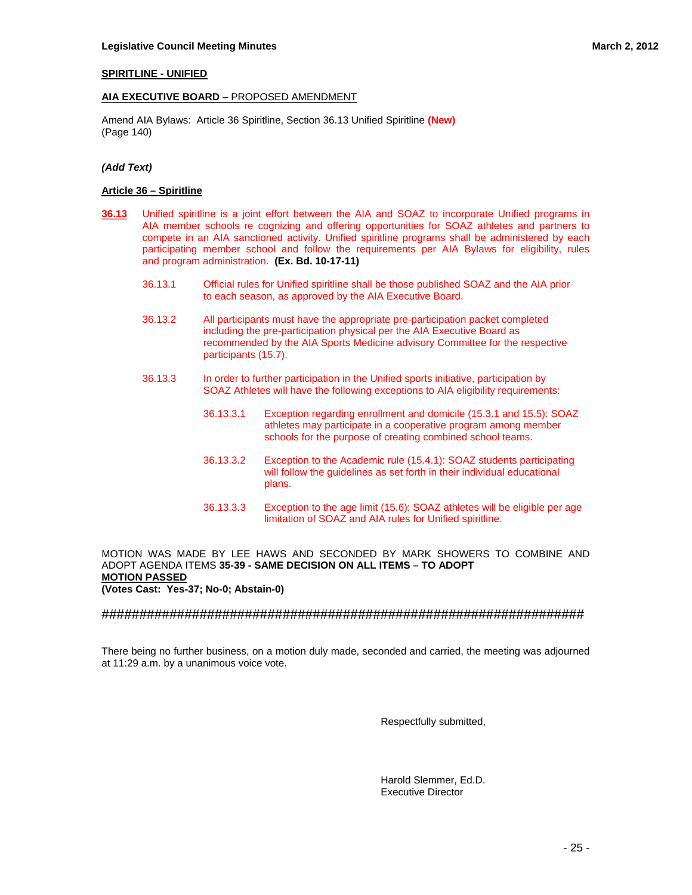**SPIRITLINE - UNIFIED**

**AIA EXECUTIVE BOARD** – PROPOSED AMENDMENT

Amend AIA Bylaws: Article 36 Spiritline, Section 36.13 Unified Spiritline **(New)**
(Page 140)

***(Add Text)***

**Article 36 – Spiritline**

**36.13** Unified spiritline is a joint effort between the AIA and SOAZ to incorporate Unified programs in AIA member schools re cognizing and offering opportunities for SOAZ athletes and partners to compete in an AIA sanctioned activity. Unified spiritline programs shall be administered by each participating member school and follow the requirements per AIA Bylaws for eligibility, rules and program administration. **(Ex. Bd. 10-17-11)**

- 36.13.1 Official rules for Unified spiritline shall be those published SOAZ and the AIA prior to each season, as approved by the AIA Executive Board.
- 36.13.2 All participants must have the appropriate pre-participation packet completed including the pre-participation physical per the AIA Executive Board as recommended by the AIA Sports Medicine advisory Committee for the respective participants (15.7).
- 36.13.3 In order to further participation in the Unified sports initiative, participation by SOAZ Athletes will have the following exceptions to AIA eligibility requirements:
  - 36.13.3.1 Exception regarding enrollment and domicile (15.3.1 and 15.5): SOAZ athletes may participate in a cooperative program among member schools for the purpose of creating combined school teams.
  - 36.13.3.2 Exception to the Academic rule (15.4.1): SOAZ students participating will follow the guidelines as set forth in their individual educational plans.
  - 36.13.3.3 Exception to the age limit (15.6): SOAZ athletes will be eligible per age limitation of SOAZ and AIA rules for Unified spiritline.

MOTION WAS MADE BY LEE HAWS AND SECONDED BY MARK SHOWERS TO COMBINE AND ADOPT AGENDA ITEMS **35-39 - SAME DECISION ON ALL ITEMS – TO ADOPT**
**MOTION PASSED**
**(Votes Cast: Yes-37; No-0; Abstain-0)**

####################################################################

There being no further business, on a motion duly made, seconded and carried, the meeting was adjourned at 11:29 a.m. by a unanimous voice vote.

Respectfully submitted,

Harold Slemmer, Ed.D.
Executive Director